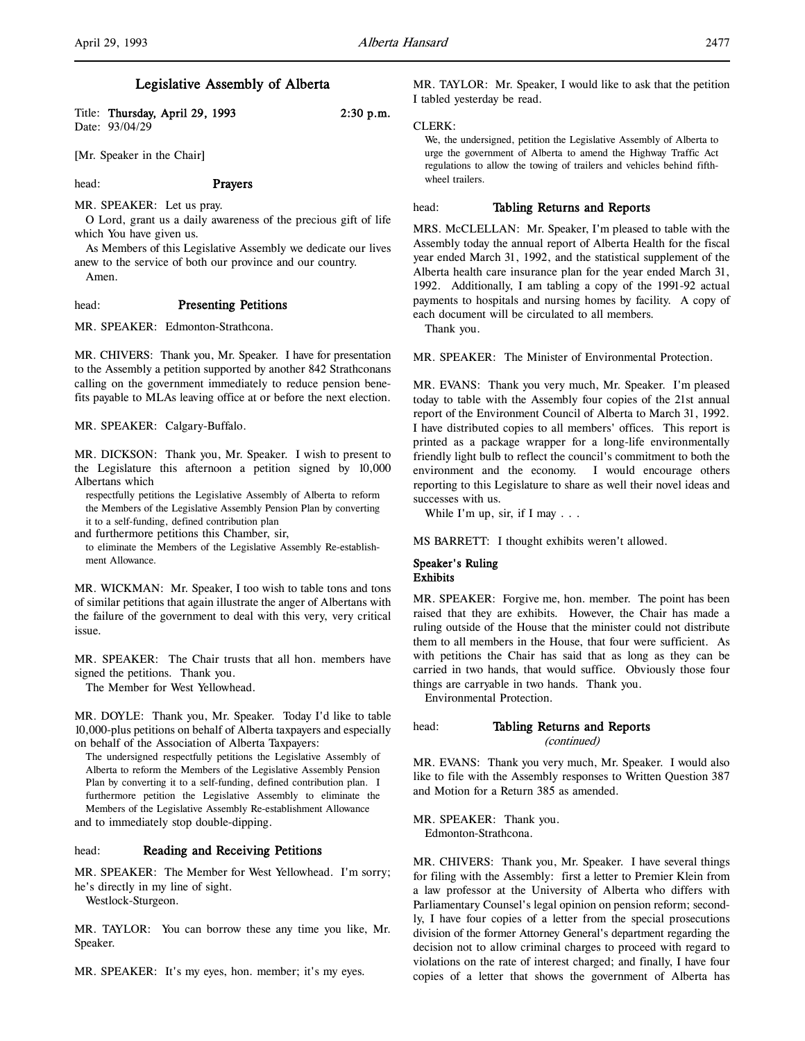# Legislative Assembly of Alberta

Title: **Thursday, April 29, 1993** **2:30 p.m.**
Date: 93/04/29

[Mr. Speaker in the Chair]

head: **Prayers**

MR. SPEAKER: Let us pray.

O Lord, grant us a daily awareness of the precious gift of life which You have given us.

As Members of this Legislative Assembly we dedicate our lives anew to the service of both our province and our country.

Amen.

head: **Presenting Petitions**

MR. SPEAKER: Edmonton-Strathcona.

MR. CHIVERS: Thank you, Mr. Speaker. I have for presentation to the Assembly a petition supported by another 842 Strathconans calling on the government immediately to reduce pension benefits payable to MLAs leaving office at or before the next election.

MR. SPEAKER: Calgary-Buffalo.

MR. DICKSON: Thank you, Mr. Speaker. I wish to present to the Legislature this afternoon a petition signed by 10,000 Albertans which

> respectfully petitions the Legislative Assembly of Alberta to reform the Members of the Legislative Assembly Pension Plan by converting it to a self-funding, defined contribution plan

and furthermore petitions this Chamber, sir,

> to eliminate the Members of the Legislative Assembly Re-establishment Allowance.

MR. WICKMAN: Mr. Speaker, I too wish to table tons and tons of similar petitions that again illustrate the anger of Albertans with the failure of the government to deal with this very, very critical issue.

MR. SPEAKER: The Chair trusts that all hon. members have signed the petitions. Thank you.

The Member for West Yellowhead.

MR. DOYLE: Thank you, Mr. Speaker. Today I'd like to table 10,000-plus petitions on behalf of Alberta taxpayers and especially on behalf of the Association of Alberta Taxpayers:

> The undersigned respectfully petitions the Legislative Assembly of Alberta to reform the Members of the Legislative Assembly Pension Plan by converting it to a self-funding, defined contribution plan. I furthermore petition the Legislative Assembly to eliminate the Members of the Legislative Assembly Re-establishment Allowance

and to immediately stop double-dipping.

head: **Reading and Receiving Petitions**

MR. SPEAKER: The Member for West Yellowhead. I'm sorry; he's directly in my line of sight.

Westlock-Sturgeon.

MR. TAYLOR: You can borrow these any time you like, Mr. Speaker.

MR. SPEAKER: It's my eyes, hon. member; it's my eyes.

MR. TAYLOR: Mr. Speaker, I would like to ask that the petition I tabled yesterday be read.

CLERK:

> We, the undersigned, petition the Legislative Assembly of Alberta to urge the government of Alberta to amend the Highway Traffic Act regulations to allow the towing of trailers and vehicles behind fifth-wheel trailers.

head: **Tabling Returns and Reports**

MRS. McCLELLAN: Mr. Speaker, I'm pleased to table with the Assembly today the annual report of Alberta Health for the fiscal year ended March 31, 1992, and the statistical supplement of the Alberta health care insurance plan for the year ended March 31, 1992. Additionally, I am tabling a copy of the 1991-92 actual payments to hospitals and nursing homes by facility. A copy of each document will be circulated to all members.

Thank you.

MR. SPEAKER: The Minister of Environmental Protection.

MR. EVANS: Thank you very much, Mr. Speaker. I'm pleased today to table with the Assembly four copies of the 21st annual report of the Environment Council of Alberta to March 31, 1992. I have distributed copies to all members' offices. This report is printed as a package wrapper for a long-life environmentally friendly light bulb to reflect the council's commitment to both the environment and the economy. I would encourage others reporting to this Legislature to share as well their novel ideas and successes with us.

While I'm up, sir, if I may . . .

MS BARRETT: I thought exhibits weren't allowed.

**Speaker's Ruling**
**Exhibits**

MR. SPEAKER: Forgive me, hon. member. The point has been raised that they are exhibits. However, the Chair has made a ruling outside of the House that the minister could not distribute them to all members in the House, that four were sufficient. As with petitions the Chair has said that as long as they can be carried in two hands, that would suffice. Obviously those four things are carryable in two hands. Thank you.

Environmental Protection.

head: **Tabling Returns and Reports**
*(continued)*

MR. EVANS: Thank you very much, Mr. Speaker. I would also like to file with the Assembly responses to Written Question 387 and Motion for a Return 385 as amended.

MR. SPEAKER: Thank you.

Edmonton-Strathcona.

MR. CHIVERS: Thank you, Mr. Speaker. I have several things for filing with the Assembly: first a letter to Premier Klein from a law professor at the University of Alberta who differs with Parliamentary Counsel's legal opinion on pension reform; secondly, I have four copies of a letter from the special prosecutions division of the former Attorney General's department regarding the decision not to allow criminal charges to proceed with regard to violations on the rate of interest charged; and finally, I have four copies of a letter that shows the government of Alberta has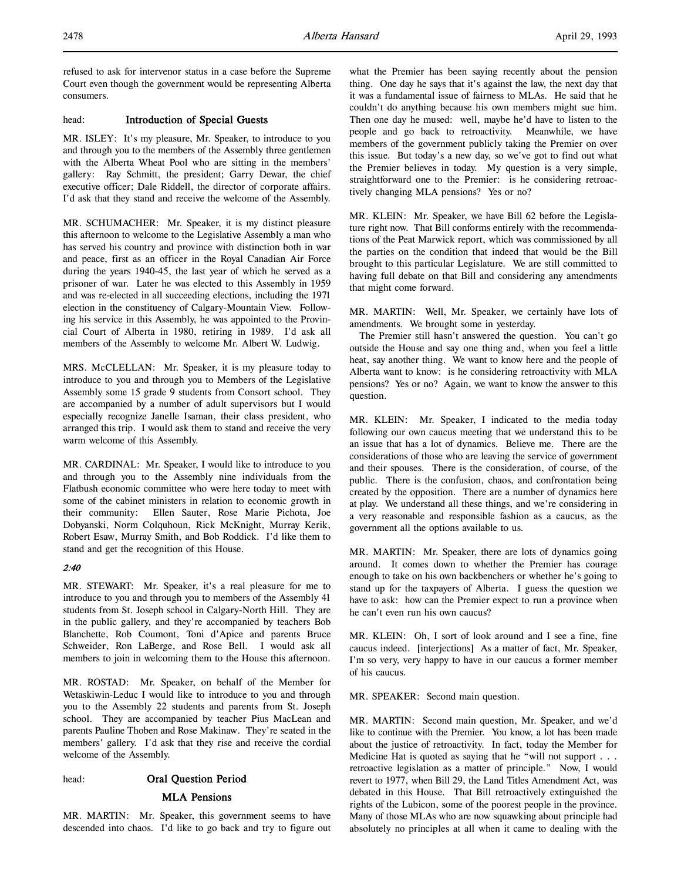refused to ask for intervenor status in a case before the Supreme Court even though the government would be representing Alberta consumers.

head: **Introduction of Special Guests**

MR. ISLEY: It's my pleasure, Mr. Speaker, to introduce to you and through you to the members of the Assembly three gentlemen with the Alberta Wheat Pool who are sitting in the members' gallery: Ray Schmitt, the president; Garry Dewar, the chief executive officer; Dale Riddell, the director of corporate affairs. I'd ask that they stand and receive the welcome of the Assembly.

MR. SCHUMACHER: Mr. Speaker, it is my distinct pleasure this afternoon to welcome to the Legislative Assembly a man who has served his country and province with distinction both in war and peace, first as an officer in the Royal Canadian Air Force during the years 1940-45, the last year of which he served as a prisoner of war. Later he was elected to this Assembly in 1959 and was re-elected in all succeeding elections, including the 1971 election in the constituency of Calgary-Mountain View. Following his service in this Assembly, he was appointed to the Provincial Court of Alberta in 1980, retiring in 1989. I'd ask all members of the Assembly to welcome Mr. Albert W. Ludwig.

MRS. McCLELLAN: Mr. Speaker, it is my pleasure today to introduce to you and through you to Members of the Legislative Assembly some 15 grade 9 students from Consort school. They are accompanied by a number of adult supervisors but I would especially recognize Janelle Isaman, their class president, who arranged this trip. I would ask them to stand and receive the very warm welcome of this Assembly.

MR. CARDINAL: Mr. Speaker, I would like to introduce to you and through you to the Assembly nine individuals from the Flatbush economic committee who were here today to meet with some of the cabinet ministers in relation to economic growth in their community: Ellen Sauter, Rose Marie Pichota, Joe Dobyanski, Norm Colquhoun, Rick McKnight, Murray Kerik, Robert Esaw, Murray Smith, and Bob Roddick. I'd like them to stand and get the recognition of this House.

*2:40*

MR. STEWART: Mr. Speaker, it's a real pleasure for me to introduce to you and through you to members of the Assembly 41 students from St. Joseph school in Calgary-North Hill. They are in the public gallery, and they're accompanied by teachers Bob Blanchette, Rob Coumont, Toni d'Apice and parents Bruce Schweider, Ron LaBerge, and Rose Bell. I would ask all members to join in welcoming them to the House this afternoon.

MR. ROSTAD: Mr. Speaker, on behalf of the Member for Wetaskiwin-Leduc I would like to introduce to you and through you to the Assembly 22 students and parents from St. Joseph school. They are accompanied by teacher Pius MacLean and parents Pauline Thoben and Rose Makinaw. They're seated in the members' gallery. I'd ask that they rise and receive the cordial welcome of the Assembly.

head: **Oral Question Period**

## MLA Pensions

MR. MARTIN: Mr. Speaker, this government seems to have descended into chaos. I'd like to go back and try to figure out what the Premier has been saying recently about the pension thing. One day he says that it's against the law, the next day that it was a fundamental issue of fairness to MLAs. He said that he couldn't do anything because his own members might sue him. Then one day he mused: well, maybe he'd have to listen to the people and go back to retroactivity. Meanwhile, we have members of the government publicly taking the Premier on over this issue. But today's a new day, so we've got to find out what the Premier believes in today. My question is a very simple, straightforward one to the Premier: is he considering retroactively changing MLA pensions? Yes or no?

MR. KLEIN: Mr. Speaker, we have Bill 62 before the Legislature right now. That Bill conforms entirely with the recommendations of the Peat Marwick report, which was commissioned by all the parties on the condition that indeed that would be the Bill brought to this particular Legislature. We are still committed to having full debate on that Bill and considering any amendments that might come forward.

MR. MARTIN: Well, Mr. Speaker, we certainly have lots of amendments. We brought some in yesterday.

The Premier still hasn't answered the question. You can't go outside the House and say one thing and, when you feel a little heat, say another thing. We want to know here and the people of Alberta want to know: is he considering retroactivity with MLA pensions? Yes or no? Again, we want to know the answer to this question.

MR. KLEIN: Mr. Speaker, I indicated to the media today following our own caucus meeting that we understand this to be an issue that has a lot of dynamics. Believe me. There are the considerations of those who are leaving the service of government and their spouses. There is the consideration, of course, of the public. There is the confusion, chaos, and confrontation being created by the opposition. There are a number of dynamics here at play. We understand all these things, and we're considering in a very reasonable and responsible fashion as a caucus, as the government all the options available to us.

MR. MARTIN: Mr. Speaker, there are lots of dynamics going around. It comes down to whether the Premier has courage enough to take on his own backbenchers or whether he's going to stand up for the taxpayers of Alberta. I guess the question we have to ask: how can the Premier expect to run a province when he can't even run his own caucus?

MR. KLEIN: Oh, I sort of look around and I see a fine, fine caucus indeed. [interjections] As a matter of fact, Mr. Speaker, I'm so very, very happy to have in our caucus a former member of his caucus.

MR. SPEAKER: Second main question.

MR. MARTIN: Second main question, Mr. Speaker, and we'd like to continue with the Premier. You know, a lot has been made about the justice of retroactivity. In fact, today the Member for Medicine Hat is quoted as saying that he "will not support . . . retroactive legislation as a matter of principle." Now, I would revert to 1977, when Bill 29, the Land Titles Amendment Act, was debated in this House. That Bill retroactively extinguished the rights of the Lubicon, some of the poorest people in the province. Many of those MLAs who are now squawking about principle had absolutely no principles at all when it came to dealing with the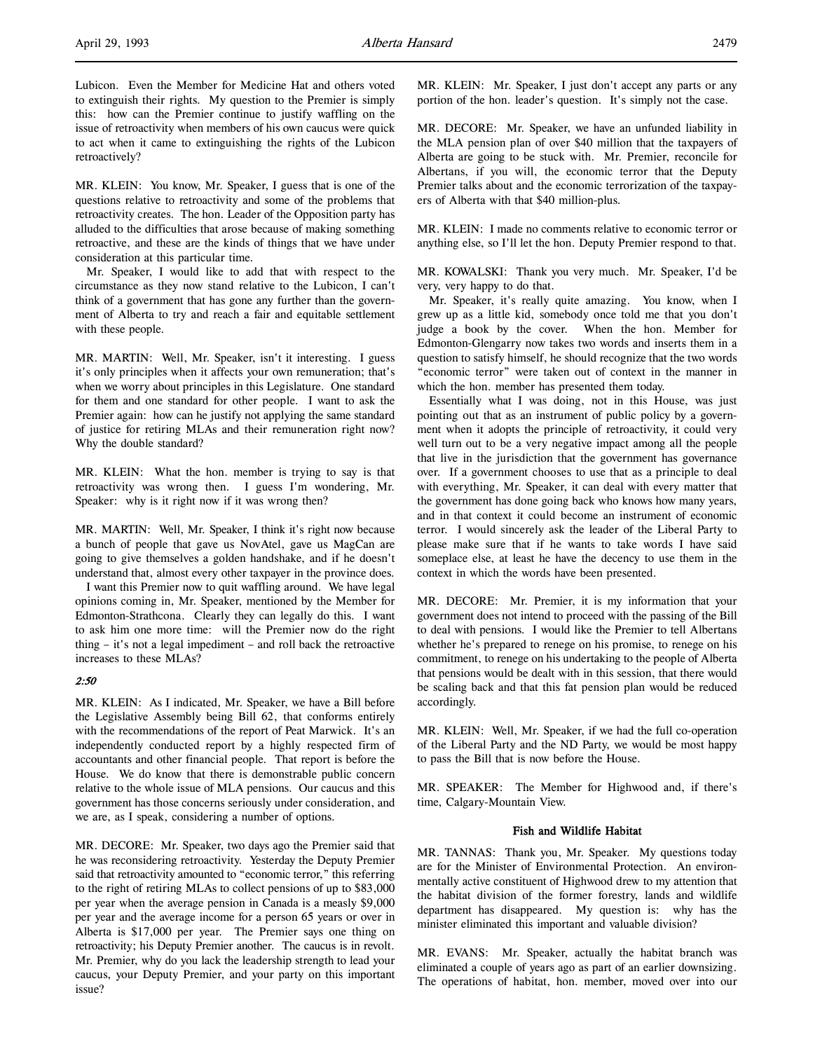Lubicon. Even the Member for Medicine Hat and others voted to extinguish their rights. My question to the Premier is simply this: how can the Premier continue to justify waffling on the issue of retroactivity when members of his own caucus were quick to act when it came to extinguishing the rights of the Lubicon retroactively?

MR. KLEIN: You know, Mr. Speaker, I guess that is one of the questions relative to retroactivity and some of the problems that retroactivity creates. The hon. Leader of the Opposition party has alluded to the difficulties that arose because of making something retroactive, and these are the kinds of things that we have under consideration at this particular time.

Mr. Speaker, I would like to add that with respect to the circumstance as they now stand relative to the Lubicon, I can't think of a government that has gone any further than the government of Alberta to try and reach a fair and equitable settlement with these people.

MR. MARTIN: Well, Mr. Speaker, isn't it interesting. I guess it's only principles when it affects your own remuneration; that's when we worry about principles in this Legislature. One standard for them and one standard for other people. I want to ask the Premier again: how can he justify not applying the same standard of justice for retiring MLAs and their remuneration right now? Why the double standard?

MR. KLEIN: What the hon. member is trying to say is that retroactivity was wrong then. I guess I'm wondering, Mr. Speaker: why is it right now if it was wrong then?

MR. MARTIN: Well, Mr. Speaker, I think it's right now because a bunch of people that gave us NovAtel, gave us MagCan are going to give themselves a golden handshake, and if he doesn't understand that, almost every other taxpayer in the province does.

I want this Premier now to quit waffling around. We have legal opinions coming in, Mr. Speaker, mentioned by the Member for Edmonton-Strathcona. Clearly they can legally do this. I want to ask him one more time: will the Premier now do the right thing – it's not a legal impediment – and roll back the retroactive increases to these MLAs?

*2:50*

MR. KLEIN: As I indicated, Mr. Speaker, we have a Bill before the Legislative Assembly being Bill 62, that conforms entirely with the recommendations of the report of Peat Marwick. It's an independently conducted report by a highly respected firm of accountants and other financial people. That report is before the House. We do know that there is demonstrable public concern relative to the whole issue of MLA pensions. Our caucus and this government has those concerns seriously under consideration, and we are, as I speak, considering a number of options.

MR. DECORE: Mr. Speaker, two days ago the Premier said that he was reconsidering retroactivity. Yesterday the Deputy Premier said that retroactivity amounted to "economic terror," this referring to the right of retiring MLAs to collect pensions of up to $83,000 per year when the average pension in Canada is a measly $9,000 per year and the average income for a person 65 years or over in Alberta is $17,000 per year. The Premier says one thing on retroactivity; his Deputy Premier another. The caucus is in revolt. Mr. Premier, why do you lack the leadership strength to lead your caucus, your Deputy Premier, and your party on this important issue?

MR. KLEIN: Mr. Speaker, I just don't accept any parts or any portion of the hon. leader's question. It's simply not the case.

MR. DECORE: Mr. Speaker, we have an unfunded liability in the MLA pension plan of over $40 million that the taxpayers of Alberta are going to be stuck with. Mr. Premier, reconcile for Albertans, if you will, the economic terror that the Deputy Premier talks about and the economic terrorization of the taxpayers of Alberta with that $40 million-plus.

MR. KLEIN: I made no comments relative to economic terror or anything else, so I'll let the hon. Deputy Premier respond to that.

MR. KOWALSKI: Thank you very much. Mr. Speaker, I'd be very, very happy to do that.

Mr. Speaker, it's really quite amazing. You know, when I grew up as a little kid, somebody once told me that you don't judge a book by the cover. When the hon. Member for Edmonton-Glengarry now takes two words and inserts them in a question to satisfy himself, he should recognize that the two words "economic terror" were taken out of context in the manner in which the hon. member has presented them today.

Essentially what I was doing, not in this House, was just pointing out that as an instrument of public policy by a government when it adopts the principle of retroactivity, it could very well turn out to be a very negative impact among all the people that live in the jurisdiction that the government has governance over. If a government chooses to use that as a principle to deal with everything, Mr. Speaker, it can deal with every matter that the government has done going back who knows how many years, and in that context it could become an instrument of economic terror. I would sincerely ask the leader of the Liberal Party to please make sure that if he wants to take words I have said someplace else, at least he have the decency to use them in the context in which the words have been presented.

MR. DECORE: Mr. Premier, it is my information that your government does not intend to proceed with the passing of the Bill to deal with pensions. I would like the Premier to tell Albertans whether he's prepared to renege on his promise, to renege on his commitment, to renege on his undertaking to the people of Alberta that pensions would be dealt with in this session, that there would be scaling back and that this fat pension plan would be reduced accordingly.

MR. KLEIN: Well, Mr. Speaker, if we had the full co-operation of the Liberal Party and the ND Party, we would be most happy to pass the Bill that is now before the House.

MR. SPEAKER: The Member for Highwood and, if there's time, Calgary-Mountain View.

### Fish and Wildlife Habitat

MR. TANNAS: Thank you, Mr. Speaker. My questions today are for the Minister of Environmental Protection. An environmentally active constituent of Highwood drew to my attention that the habitat division of the former forestry, lands and wildlife department has disappeared. My question is: why has the minister eliminated this important and valuable division?

MR. EVANS: Mr. Speaker, actually the habitat branch was eliminated a couple of years ago as part of an earlier downsizing. The operations of habitat, hon. member, moved over into our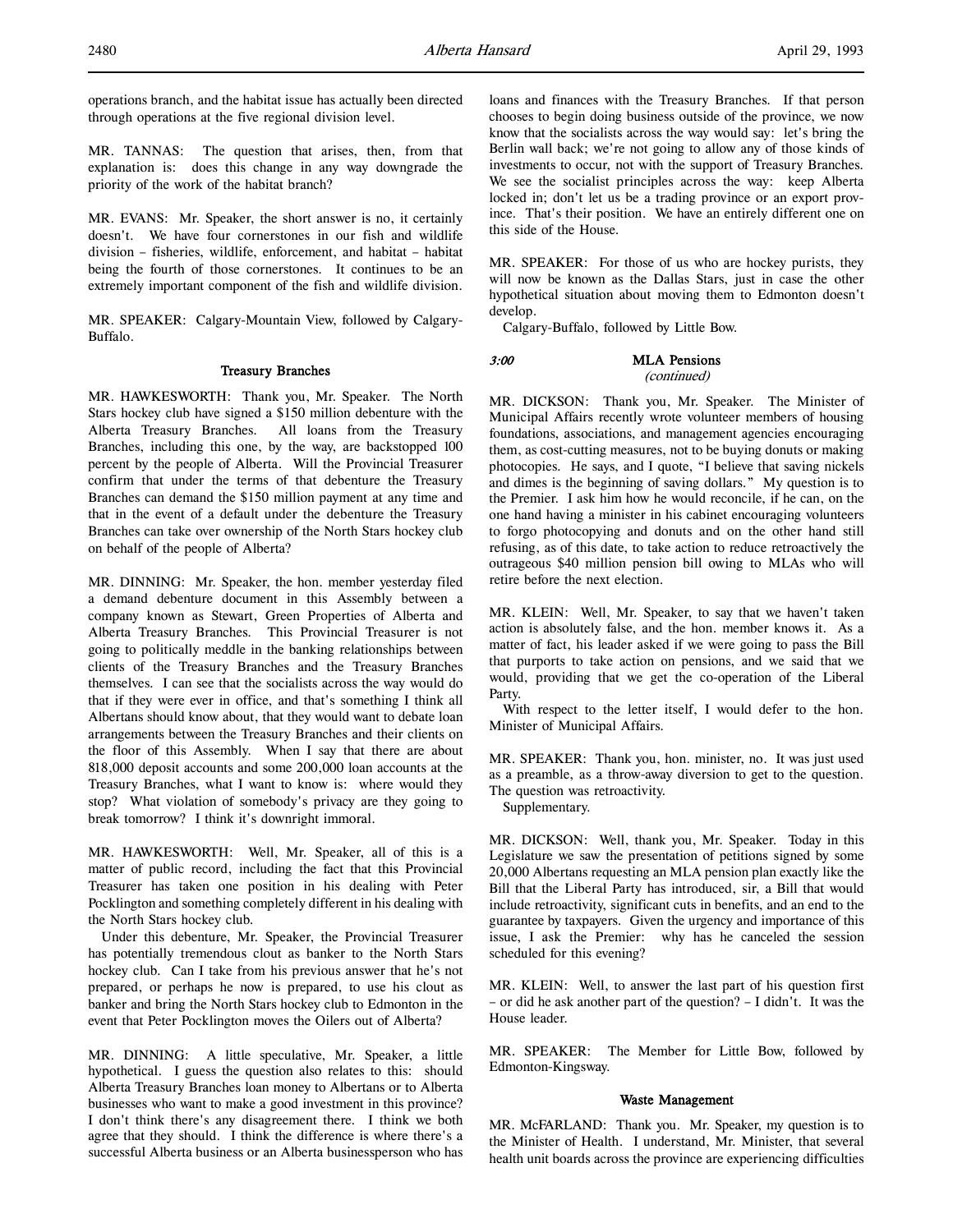operations branch, and the habitat issue has actually been directed through operations at the five regional division level.

MR. TANNAS: The question that arises, then, from that explanation is: does this change in any way downgrade the priority of the work of the habitat branch?

MR. EVANS: Mr. Speaker, the short answer is no, it certainly doesn't. We have four cornerstones in our fish and wildlife division – fisheries, wildlife, enforcement, and habitat – habitat being the fourth of those cornerstones. It continues to be an extremely important component of the fish and wildlife division.

MR. SPEAKER: Calgary-Mountain View, followed by Calgary-Buffalo.

### Treasury Branches

MR. HAWKESWORTH: Thank you, Mr. Speaker. The North Stars hockey club have signed a $150 million debenture with the Alberta Treasury Branches. All loans from the Treasury Branches, including this one, by the way, are backstopped 100 percent by the people of Alberta. Will the Provincial Treasurer confirm that under the terms of that debenture the Treasury Branches can demand the $150 million payment at any time and that in the event of a default under the debenture the Treasury Branches can take over ownership of the North Stars hockey club on behalf of the people of Alberta?

MR. DINNING: Mr. Speaker, the hon. member yesterday filed a demand debenture document in this Assembly between a company known as Stewart, Green Properties of Alberta and Alberta Treasury Branches. This Provincial Treasurer is not going to politically meddle in the banking relationships between clients of the Treasury Branches and the Treasury Branches themselves. I can see that the socialists across the way would do that if they were ever in office, and that's something I think all Albertans should know about, that they would want to debate loan arrangements between the Treasury Branches and their clients on the floor of this Assembly. When I say that there are about 818,000 deposit accounts and some 200,000 loan accounts at the Treasury Branches, what I want to know is: where would they stop? What violation of somebody's privacy are they going to break tomorrow? I think it's downright immoral.

MR. HAWKESWORTH: Well, Mr. Speaker, all of this is a matter of public record, including the fact that this Provincial Treasurer has taken one position in his dealing with Peter Pocklington and something completely different in his dealing with the North Stars hockey club.

Under this debenture, Mr. Speaker, the Provincial Treasurer has potentially tremendous clout as banker to the North Stars hockey club. Can I take from his previous answer that he's not prepared, or perhaps he now is prepared, to use his clout as banker and bring the North Stars hockey club to Edmonton in the event that Peter Pocklington moves the Oilers out of Alberta?

MR. DINNING: A little speculative, Mr. Speaker, a little hypothetical. I guess the question also relates to this: should Alberta Treasury Branches loan money to Albertans or to Alberta businesses who want to make a good investment in this province? I don't think there's any disagreement there. I think we both agree that they should. I think the difference is where there's a successful Alberta business or an Alberta businessperson who has loans and finances with the Treasury Branches. If that person chooses to begin doing business outside of the province, we now know that the socialists across the way would say: let's bring the Berlin wall back; we're not going to allow any of those kinds of investments to occur, not with the support of Treasury Branches. We see the socialist principles across the way: keep Alberta locked in; don't let us be a trading province or an export province. That's their position. We have an entirely different one on this side of the House.

MR. SPEAKER: For those of us who are hockey purists, they will now be known as the Dallas Stars, just in case the other hypothetical situation about moving them to Edmonton doesn't develop.

Calgary-Buffalo, followed by Little Bow.

*3:00*

### MLA Pensions
*(continued)*

MR. DICKSON: Thank you, Mr. Speaker. The Minister of Municipal Affairs recently wrote volunteer members of housing foundations, associations, and management agencies encouraging them, as cost-cutting measures, not to be buying donuts or making photocopies. He says, and I quote, "I believe that saving nickels and dimes is the beginning of saving dollars." My question is to the Premier. I ask him how he would reconcile, if he can, on the one hand having a minister in his cabinet encouraging volunteers to forgo photocopying and donuts and on the other hand still refusing, as of this date, to take action to reduce retroactively the outrageous $40 million pension bill owing to MLAs who will retire before the next election.

MR. KLEIN: Well, Mr. Speaker, to say that we haven't taken action is absolutely false, and the hon. member knows it. As a matter of fact, his leader asked if we were going to pass the Bill that purports to take action on pensions, and we said that we would, providing that we get the co-operation of the Liberal Party.

With respect to the letter itself, I would defer to the hon. Minister of Municipal Affairs.

MR. SPEAKER: Thank you, hon. minister, no. It was just used as a preamble, as a throw-away diversion to get to the question. The question was retroactivity.

Supplementary.

MR. DICKSON: Well, thank you, Mr. Speaker. Today in this Legislature we saw the presentation of petitions signed by some 20,000 Albertans requesting an MLA pension plan exactly like the Bill that the Liberal Party has introduced, sir, a Bill that would include retroactivity, significant cuts in benefits, and an end to the guarantee by taxpayers. Given the urgency and importance of this issue, I ask the Premier: why has he canceled the session scheduled for this evening?

MR. KLEIN: Well, to answer the last part of his question first – or did he ask another part of the question? – I didn't. It was the House leader.

MR. SPEAKER: The Member for Little Bow, followed by Edmonton-Kingsway.

### Waste Management

MR. McFARLAND: Thank you. Mr. Speaker, my question is to the Minister of Health. I understand, Mr. Minister, that several health unit boards across the province are experiencing difficulties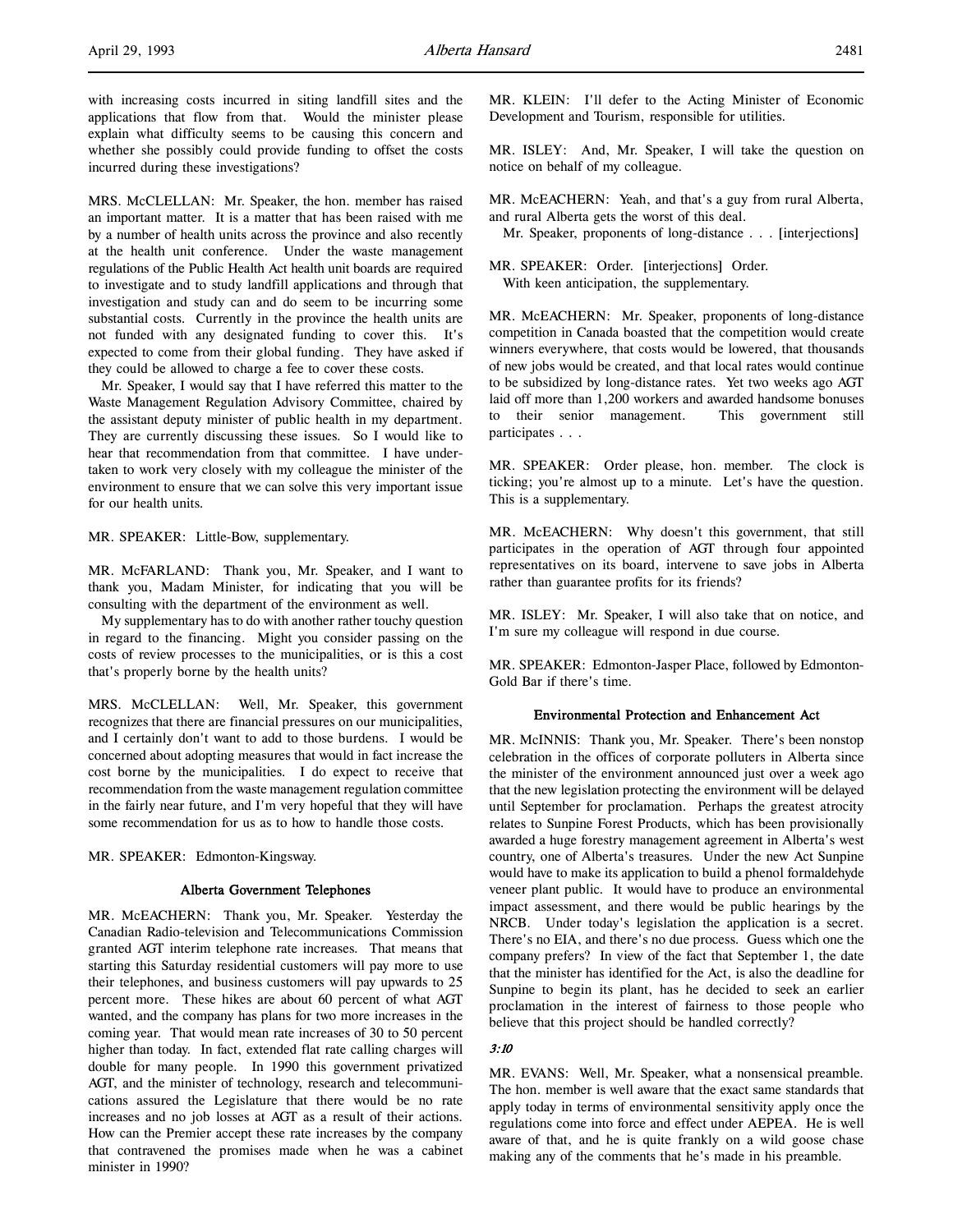with increasing costs incurred in siting landfill sites and the applications that flow from that. Would the minister please explain what difficulty seems to be causing this concern and whether she possibly could provide funding to offset the costs incurred during these investigations?

MRS. McCLELLAN: Mr. Speaker, the hon. member has raised an important matter. It is a matter that has been raised with me by a number of health units across the province and also recently at the health unit conference. Under the waste management regulations of the Public Health Act health unit boards are required to investigate and to study landfill applications and through that investigation and study can and do seem to be incurring some substantial costs. Currently in the province the health units are not funded with any designated funding to cover this. It's expected to come from their global funding. They have asked if they could be allowed to charge a fee to cover these costs.

Mr. Speaker, I would say that I have referred this matter to the Waste Management Regulation Advisory Committee, chaired by the assistant deputy minister of public health in my department. They are currently discussing these issues. So I would like to hear that recommendation from that committee. I have undertaken to work very closely with my colleague the minister of the environment to ensure that we can solve this very important issue for our health units.

MR. SPEAKER: Little-Bow, supplementary.

MR. McFARLAND: Thank you, Mr. Speaker, and I want to thank you, Madam Minister, for indicating that you will be consulting with the department of the environment as well.

My supplementary has to do with another rather touchy question in regard to the financing. Might you consider passing on the costs of review processes to the municipalities, or is this a cost that's properly borne by the health units?

MRS. McCLELLAN: Well, Mr. Speaker, this government recognizes that there are financial pressures on our municipalities, and I certainly don't want to add to those burdens. I would be concerned about adopting measures that would in fact increase the cost borne by the municipalities. I do expect to receive that recommendation from the waste management regulation committee in the fairly near future, and I'm very hopeful that they will have some recommendation for us as to how to handle those costs.

MR. SPEAKER: Edmonton-Kingsway.

### Alberta Government Telephones

MR. McEACHERN: Thank you, Mr. Speaker. Yesterday the Canadian Radio-television and Telecommunications Commission granted AGT interim telephone rate increases. That means that starting this Saturday residential customers will pay more to use their telephones, and business customers will pay upwards to 25 percent more. These hikes are about 60 percent of what AGT wanted, and the company has plans for two more increases in the coming year. That would mean rate increases of 30 to 50 percent higher than today. In fact, extended flat rate calling charges will double for many people. In 1990 this government privatized AGT, and the minister of technology, research and telecommunications assured the Legislature that there would be no rate increases and no job losses at AGT as a result of their actions. How can the Premier accept these rate increases by the company that contravened the promises made when he was a cabinet minister in 1990?

MR. KLEIN: I'll defer to the Acting Minister of Economic Development and Tourism, responsible for utilities.

MR. ISLEY: And, Mr. Speaker, I will take the question on notice on behalf of my colleague.

MR. McEACHERN: Yeah, and that's a guy from rural Alberta, and rural Alberta gets the worst of this deal.

Mr. Speaker, proponents of long-distance . . . [interjections]

MR. SPEAKER: Order. [interjections] Order.

With keen anticipation, the supplementary.

MR. McEACHERN: Mr. Speaker, proponents of long-distance competition in Canada boasted that the competition would create winners everywhere, that costs would be lowered, that thousands of new jobs would be created, and that local rates would continue to be subsidized by long-distance rates. Yet two weeks ago AGT laid off more than 1,200 workers and awarded handsome bonuses to their senior management. This government still participates . . .

MR. SPEAKER: Order please, hon. member. The clock is ticking; you're almost up to a minute. Let's have the question. This is a supplementary.

MR. McEACHERN: Why doesn't this government, that still participates in the operation of AGT through four appointed representatives on its board, intervene to save jobs in Alberta rather than guarantee profits for its friends?

MR. ISLEY: Mr. Speaker, I will also take that on notice, and I'm sure my colleague will respond in due course.

MR. SPEAKER: Edmonton-Jasper Place, followed by Edmonton-Gold Bar if there's time.

### Environmental Protection and Enhancement Act

MR. McINNIS: Thank you, Mr. Speaker. There's been nonstop celebration in the offices of corporate polluters in Alberta since the minister of the environment announced just over a week ago that the new legislation protecting the environment will be delayed until September for proclamation. Perhaps the greatest atrocity relates to Sunpine Forest Products, which has been provisionally awarded a huge forestry management agreement in Alberta's west country, one of Alberta's treasures. Under the new Act Sunpine would have to make its application to build a phenol formaldehyde veneer plant public. It would have to produce an environmental impact assessment, and there would be public hearings by the NRCB. Under today's legislation the application is a secret. There's no EIA, and there's no due process. Guess which one the company prefers? In view of the fact that September 1, the date that the minister has identified for the Act, is also the deadline for Sunpine to begin its plant, has he decided to seek an earlier proclamation in the interest of fairness to those people who believe that this project should be handled correctly?

*3:10*

MR. EVANS: Well, Mr. Speaker, what a nonsensical preamble. The hon. member is well aware that the exact same standards that apply today in terms of environmental sensitivity apply once the regulations come into force and effect under AEPEA. He is well aware of that, and he is quite frankly on a wild goose chase making any of the comments that he's made in his preamble.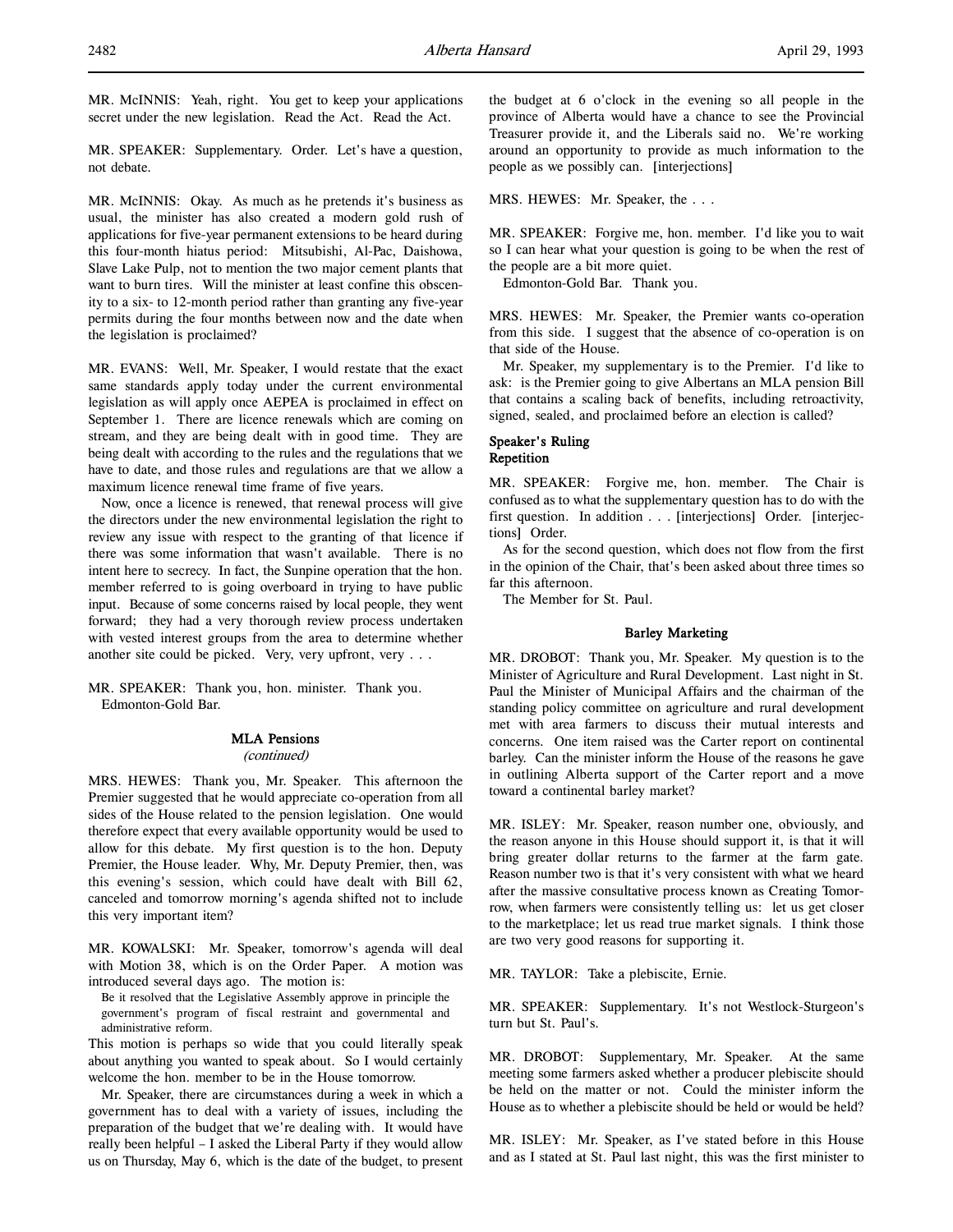MR. McINNIS: Yeah, right. You get to keep your applications secret under the new legislation. Read the Act. Read the Act.

MR. SPEAKER: Supplementary. Order. Let's have a question, not debate.

MR. McINNIS: Okay. As much as he pretends it's business as usual, the minister has also created a modern gold rush of applications for five-year permanent extensions to be heard during this four-month hiatus period: Mitsubishi, Al-Pac, Daishowa, Slave Lake Pulp, not to mention the two major cement plants that want to burn tires. Will the minister at least confine this obscenity to a six- to 12-month period rather than granting any five-year permits during the four months between now and the date when the legislation is proclaimed?

MR. EVANS: Well, Mr. Speaker, I would restate that the exact same standards apply today under the current environmental legislation as will apply once AEPEA is proclaimed in effect on September 1. There are licence renewals which are coming on stream, and they are being dealt with in good time. They are being dealt with according to the rules and the regulations that we have to date, and those rules and regulations are that we allow a maximum licence renewal time frame of five years.

Now, once a licence is renewed, that renewal process will give the directors under the new environmental legislation the right to review any issue with respect to the granting of that licence if there was some information that wasn't available. There is no intent here to secrecy. In fact, the Sunpine operation that the hon. member referred to is going overboard in trying to have public input. Because of some concerns raised by local people, they went forward; they had a very thorough review process undertaken with vested interest groups from the area to determine whether another site could be picked. Very, very upfront, very . . .

MR. SPEAKER: Thank you, hon. minister. Thank you.
Edmonton-Gold Bar.

### MLA Pensions
*(continued)*

MRS. HEWES: Thank you, Mr. Speaker. This afternoon the Premier suggested that he would appreciate co-operation from all sides of the House related to the pension legislation. One would therefore expect that every available opportunity would be used to allow for this debate. My first question is to the hon. Deputy Premier, the House leader. Why, Mr. Deputy Premier, then, was this evening's session, which could have dealt with Bill 62, canceled and tomorrow morning's agenda shifted not to include this very important item?

MR. KOWALSKI: Mr. Speaker, tomorrow's agenda will deal with Motion 38, which is on the Order Paper. A motion was introduced several days ago. The motion is:

> Be it resolved that the Legislative Assembly approve in principle the government's program of fiscal restraint and governmental and administrative reform.

This motion is perhaps so wide that you could literally speak about anything you wanted to speak about. So I would certainly welcome the hon. member to be in the House tomorrow.

Mr. Speaker, there are circumstances during a week in which a government has to deal with a variety of issues, including the preparation of the budget that we're dealing with. It would have really been helpful – I asked the Liberal Party if they would allow us on Thursday, May 6, which is the date of the budget, to present the budget at 6 o'clock in the evening so all people in the province of Alberta would have a chance to see the Provincial Treasurer provide it, and the Liberals said no. We're working around an opportunity to provide as much information to the people as we possibly can. [interjections]

MRS. HEWES: Mr. Speaker, the . . .

MR. SPEAKER: Forgive me, hon. member. I'd like you to wait so I can hear what your question is going to be when the rest of the people are a bit more quiet.
Edmonton-Gold Bar. Thank you.

MRS. HEWES: Mr. Speaker, the Premier wants co-operation from this side. I suggest that the absence of co-operation is on that side of the House.

Mr. Speaker, my supplementary is to the Premier. I'd like to ask: is the Premier going to give Albertans an MLA pension Bill that contains a scaling back of benefits, including retroactivity, signed, sealed, and proclaimed before an election is called?

#### Speaker's Ruling
#### Repetition

MR. SPEAKER: Forgive me, hon. member. The Chair is confused as to what the supplementary question has to do with the first question. In addition . . . [interjections] Order. [interjections] Order.

As for the second question, which does not flow from the first in the opinion of the Chair, that's been asked about three times so far this afternoon.
The Member for St. Paul.

### Barley Marketing

MR. DROBOT: Thank you, Mr. Speaker. My question is to the Minister of Agriculture and Rural Development. Last night in St. Paul the Minister of Municipal Affairs and the chairman of the standing policy committee on agriculture and rural development met with area farmers to discuss their mutual interests and concerns. One item raised was the Carter report on continental barley. Can the minister inform the House of the reasons he gave in outlining Alberta support of the Carter report and a move toward a continental barley market?

MR. ISLEY: Mr. Speaker, reason number one, obviously, and the reason anyone in this House should support it, is that it will bring greater dollar returns to the farmer at the farm gate. Reason number two is that it's very consistent with what we heard after the massive consultative process known as Creating Tomorrow, when farmers were consistently telling us: let us get closer to the marketplace; let us read true market signals. I think those are two very good reasons for supporting it.

MR. TAYLOR: Take a plebiscite, Ernie.

MR. SPEAKER: Supplementary. It's not Westlock-Sturgeon's turn but St. Paul's.

MR. DROBOT: Supplementary, Mr. Speaker. At the same meeting some farmers asked whether a producer plebiscite should be held on the matter or not. Could the minister inform the House as to whether a plebiscite should be held or would be held?

MR. ISLEY: Mr. Speaker, as I've stated before in this House and as I stated at St. Paul last night, this was the first minister to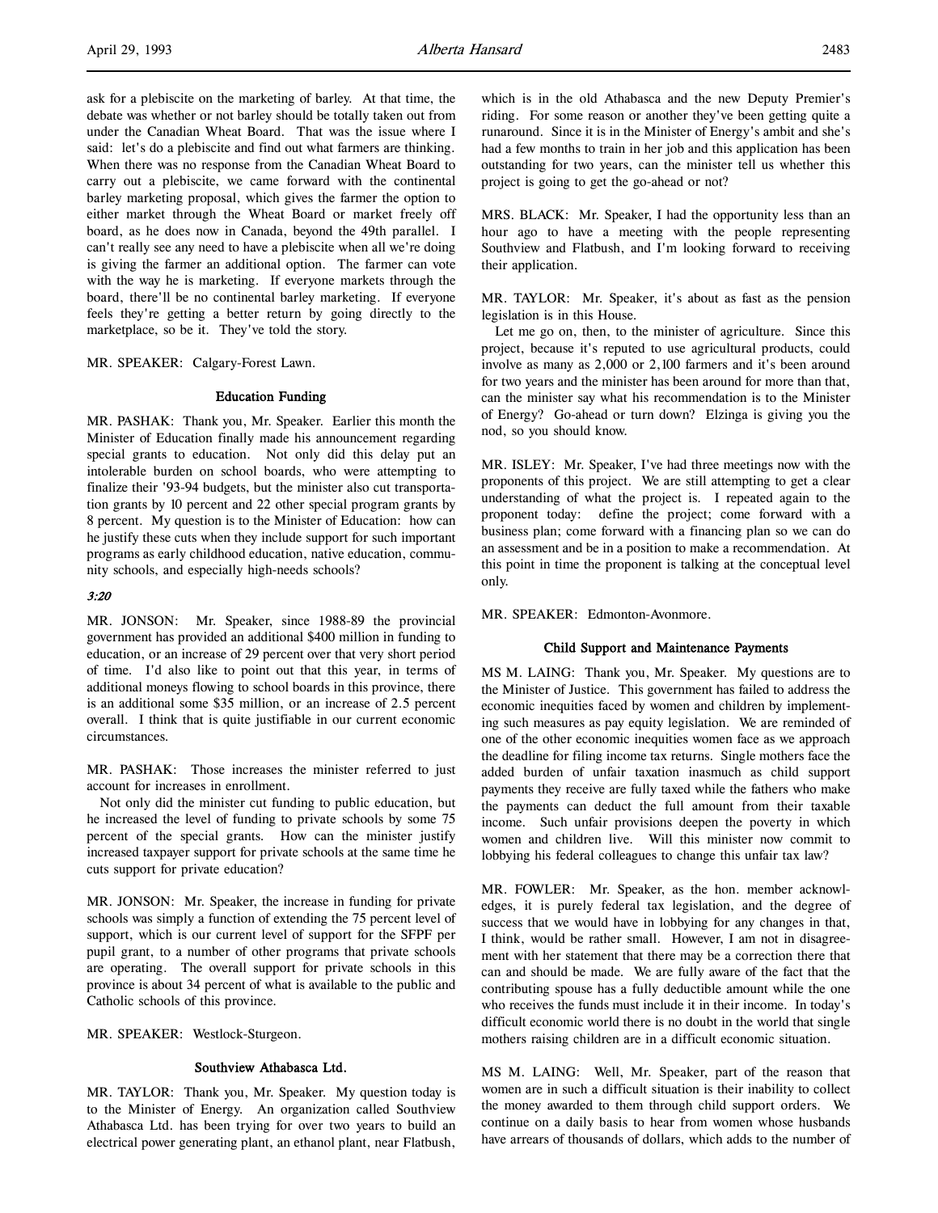ask for a plebiscite on the marketing of barley. At that time, the debate was whether or not barley should be totally taken out from under the Canadian Wheat Board. That was the issue where I said: let's do a plebiscite and find out what farmers are thinking. When there was no response from the Canadian Wheat Board to carry out a plebiscite, we came forward with the continental barley marketing proposal, which gives the farmer the option to either market through the Wheat Board or market freely off board, as he does now in Canada, beyond the 49th parallel. I can't really see any need to have a plebiscite when all we're doing is giving the farmer an additional option. The farmer can vote with the way he is marketing. If everyone markets through the board, there'll be no continental barley marketing. If everyone feels they're getting a better return by going directly to the marketplace, so be it. They've told the story.

MR. SPEAKER: Calgary-Forest Lawn.

### Education Funding

MR. PASHAK: Thank you, Mr. Speaker. Earlier this month the Minister of Education finally made his announcement regarding special grants to education. Not only did this delay put an intolerable burden on school boards, who were attempting to finalize their '93-94 budgets, but the minister also cut transportation grants by 10 percent and 22 other special program grants by 8 percent. My question is to the Minister of Education: how can he justify these cuts when they include support for such important programs as early childhood education, native education, community schools, and especially high-needs schools?

*3:20*

MR. JONSON: Mr. Speaker, since 1988-89 the provincial government has provided an additional $400 million in funding to education, or an increase of 29 percent over that very short period of time. I'd also like to point out that this year, in terms of additional moneys flowing to school boards in this province, there is an additional some $35 million, or an increase of 2.5 percent overall. I think that is quite justifiable in our current economic circumstances.

MR. PASHAK: Those increases the minister referred to just account for increases in enrollment.

Not only did the minister cut funding to public education, but he increased the level of funding to private schools by some 75 percent of the special grants. How can the minister justify increased taxpayer support for private schools at the same time he cuts support for private education?

MR. JONSON: Mr. Speaker, the increase in funding for private schools was simply a function of extending the 75 percent level of support, which is our current level of support for the SFPF per pupil grant, to a number of other programs that private schools are operating. The overall support for private schools in this province is about 34 percent of what is available to the public and Catholic schools of this province.

MR. SPEAKER: Westlock-Sturgeon.

### Southview Athabasca Ltd.

MR. TAYLOR: Thank you, Mr. Speaker. My question today is to the Minister of Energy. An organization called Southview Athabasca Ltd. has been trying for over two years to build an electrical power generating plant, an ethanol plant, near Flatbush, which is in the old Athabasca and the new Deputy Premier's riding. For some reason or another they've been getting quite a runaround. Since it is in the Minister of Energy's ambit and she's had a few months to train in her job and this application has been outstanding for two years, can the minister tell us whether this project is going to get the go-ahead or not?

MRS. BLACK: Mr. Speaker, I had the opportunity less than an hour ago to have a meeting with the people representing Southview and Flatbush, and I'm looking forward to receiving their application.

MR. TAYLOR: Mr. Speaker, it's about as fast as the pension legislation is in this House.

Let me go on, then, to the minister of agriculture. Since this project, because it's reputed to use agricultural products, could involve as many as 2,000 or 2,100 farmers and it's been around for two years and the minister has been around for more than that, can the minister say what his recommendation is to the Minister of Energy? Go-ahead or turn down? Elzinga is giving you the nod, so you should know.

MR. ISLEY: Mr. Speaker, I've had three meetings now with the proponents of this project. We are still attempting to get a clear understanding of what the project is. I repeated again to the proponent today: define the project; come forward with a business plan; come forward with a financing plan so we can do an assessment and be in a position to make a recommendation. At this point in time the proponent is talking at the conceptual level only.

MR. SPEAKER: Edmonton-Avonmore.

### Child Support and Maintenance Payments

MS M. LAING: Thank you, Mr. Speaker. My questions are to the Minister of Justice. This government has failed to address the economic inequities faced by women and children by implementing such measures as pay equity legislation. We are reminded of one of the other economic inequities women face as we approach the deadline for filing income tax returns. Single mothers face the added burden of unfair taxation inasmuch as child support payments they receive are fully taxed while the fathers who make the payments can deduct the full amount from their taxable income. Such unfair provisions deepen the poverty in which women and children live. Will this minister now commit to lobbying his federal colleagues to change this unfair tax law?

MR. FOWLER: Mr. Speaker, as the hon. member acknowledges, it is purely federal tax legislation, and the degree of success that we would have in lobbying for any changes in that, I think, would be rather small. However, I am not in disagreement with her statement that there may be a correction there that can and should be made. We are fully aware of the fact that the contributing spouse has a fully deductible amount while the one who receives the funds must include it in their income. In today's difficult economic world there is no doubt in the world that single mothers raising children are in a difficult economic situation.

MS M. LAING: Well, Mr. Speaker, part of the reason that women are in such a difficult situation is their inability to collect the money awarded to them through child support orders. We continue on a daily basis to hear from women whose husbands have arrears of thousands of dollars, which adds to the number of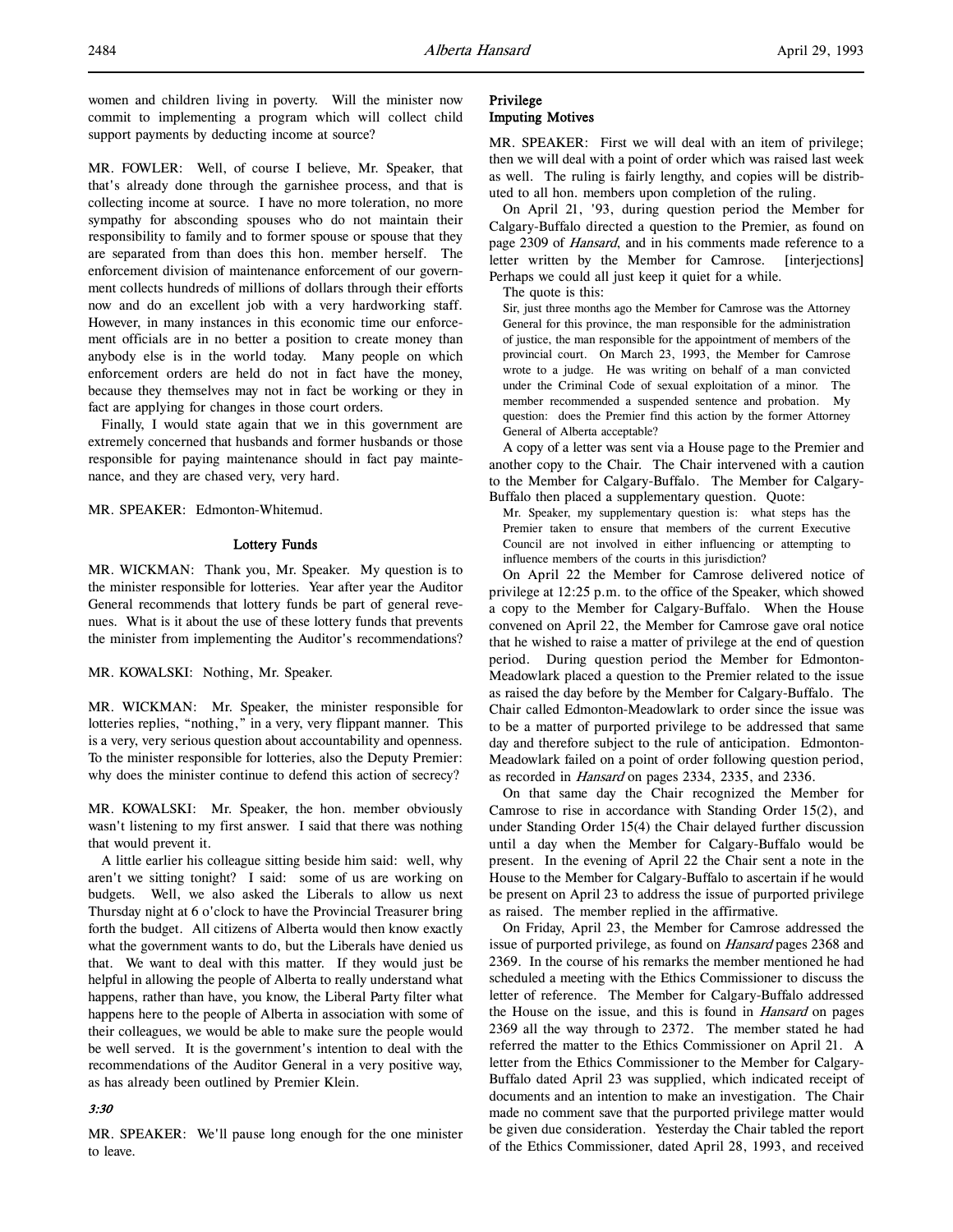women and children living in poverty. Will the minister now commit to implementing a program which will collect child support payments by deducting income at source?

MR. FOWLER: Well, of course I believe, Mr. Speaker, that that's already done through the garnishee process, and that is collecting income at source. I have no more toleration, no more sympathy for absconding spouses who do not maintain their responsibility to family and to former spouse or spouse that they are separated from than does this hon. member herself. The enforcement division of maintenance enforcement of our government collects hundreds of millions of dollars through their efforts now and do an excellent job with a very hardworking staff. However, in many instances in this economic time our enforcement officials are in no better a position to create money than anybody else is in the world today. Many people on which enforcement orders are held do not in fact have the money, because they themselves may not in fact be working or they in fact are applying for changes in those court orders.

Finally, I would state again that we in this government are extremely concerned that husbands and former husbands or those responsible for paying maintenance should in fact pay maintenance, and they are chased very, very hard.

MR. SPEAKER: Edmonton-Whitemud.

### Lottery Funds

MR. WICKMAN: Thank you, Mr. Speaker. My question is to the minister responsible for lotteries. Year after year the Auditor General recommends that lottery funds be part of general revenues. What is it about the use of these lottery funds that prevents the minister from implementing the Auditor's recommendations?

MR. KOWALSKI: Nothing, Mr. Speaker.

MR. WICKMAN: Mr. Speaker, the minister responsible for lotteries replies, "nothing," in a very, very flippant manner. This is a very, very serious question about accountability and openness. To the minister responsible for lotteries, also the Deputy Premier: why does the minister continue to defend this action of secrecy?

MR. KOWALSKI: Mr. Speaker, the hon. member obviously wasn't listening to my first answer. I said that there was nothing that would prevent it.

A little earlier his colleague sitting beside him said: well, why aren't we sitting tonight? I said: some of us are working on budgets. Well, we also asked the Liberals to allow us next Thursday night at 6 o'clock to have the Provincial Treasurer bring forth the budget. All citizens of Alberta would then know exactly what the government wants to do, but the Liberals have denied us that. We want to deal with this matter. If they would just be helpful in allowing the people of Alberta to really understand what happens, rather than have, you know, the Liberal Party filter what happens here to the people of Alberta in association with some of their colleagues, we would be able to make sure the people would be well served. It is the government's intention to deal with the recommendations of the Auditor General in a very positive way, as has already been outlined by Premier Klein.

*3:30*

MR. SPEAKER: We'll pause long enough for the one minister to leave.

### Privilege
### Imputing Motives

MR. SPEAKER: First we will deal with an item of privilege; then we will deal with a point of order which was raised last week as well. The ruling is fairly lengthy, and copies will be distributed to all hon. members upon completion of the ruling.

On April 21, '93, during question period the Member for Calgary-Buffalo directed a question to the Premier, as found on page 2309 of *Hansard*, and in his comments made reference to a letter written by the Member for Camrose. [interjections] Perhaps we could all just keep it quiet for a while.

The quote is this:

> Sir, just three months ago the Member for Camrose was the Attorney General for this province, the man responsible for the administration of justice, the man responsible for the appointment of members of the provincial court. On March 23, 1993, the Member for Camrose wrote to a judge. He was writing on behalf of a man convicted under the Criminal Code of sexual exploitation of a minor. The member recommended a suspended sentence and probation. My question: does the Premier find this action by the former Attorney General of Alberta acceptable?

A copy of a letter was sent via a House page to the Premier and another copy to the Chair. The Chair intervened with a caution to the Member for Calgary-Buffalo. The Member for Calgary-Buffalo then placed a supplementary question. Quote:

> Mr. Speaker, my supplementary question is: what steps has the Premier taken to ensure that members of the current Executive Council are not involved in either influencing or attempting to influence members of the courts in this jurisdiction?

On April 22 the Member for Camrose delivered notice of privilege at 12:25 p.m. to the office of the Speaker, which showed a copy to the Member for Calgary-Buffalo. When the House convened on April 22, the Member for Camrose gave oral notice that he wished to raise a matter of privilege at the end of question period. During question period the Member for Edmonton-Meadowlark placed a question to the Premier related to the issue as raised the day before by the Member for Calgary-Buffalo. The Chair called Edmonton-Meadowlark to order since the issue was to be a matter of purported privilege to be addressed that same day and therefore subject to the rule of anticipation. Edmonton-Meadowlark failed on a point of order following question period, as recorded in *Hansard* on pages 2334, 2335, and 2336.

On that same day the Chair recognized the Member for Camrose to rise in accordance with Standing Order 15(2), and under Standing Order 15(4) the Chair delayed further discussion until a day when the Member for Calgary-Buffalo would be present. In the evening of April 22 the Chair sent a note in the House to the Member for Calgary-Buffalo to ascertain if he would be present on April 23 to address the issue of purported privilege as raised. The member replied in the affirmative.

On Friday, April 23, the Member for Camrose addressed the issue of purported privilege, as found on *Hansard* pages 2368 and 2369. In the course of his remarks the member mentioned he had scheduled a meeting with the Ethics Commissioner to discuss the letter of reference. The Member for Calgary-Buffalo addressed the House on the issue, and this is found in *Hansard* on pages 2369 all the way through to 2372. The member stated he had referred the matter to the Ethics Commissioner on April 21. A letter from the Ethics Commissioner to the Member for Calgary-Buffalo dated April 23 was supplied, which indicated receipt of documents and an intention to make an investigation. The Chair made no comment save that the purported privilege matter would be given due consideration. Yesterday the Chair tabled the report of the Ethics Commissioner, dated April 28, 1993, and received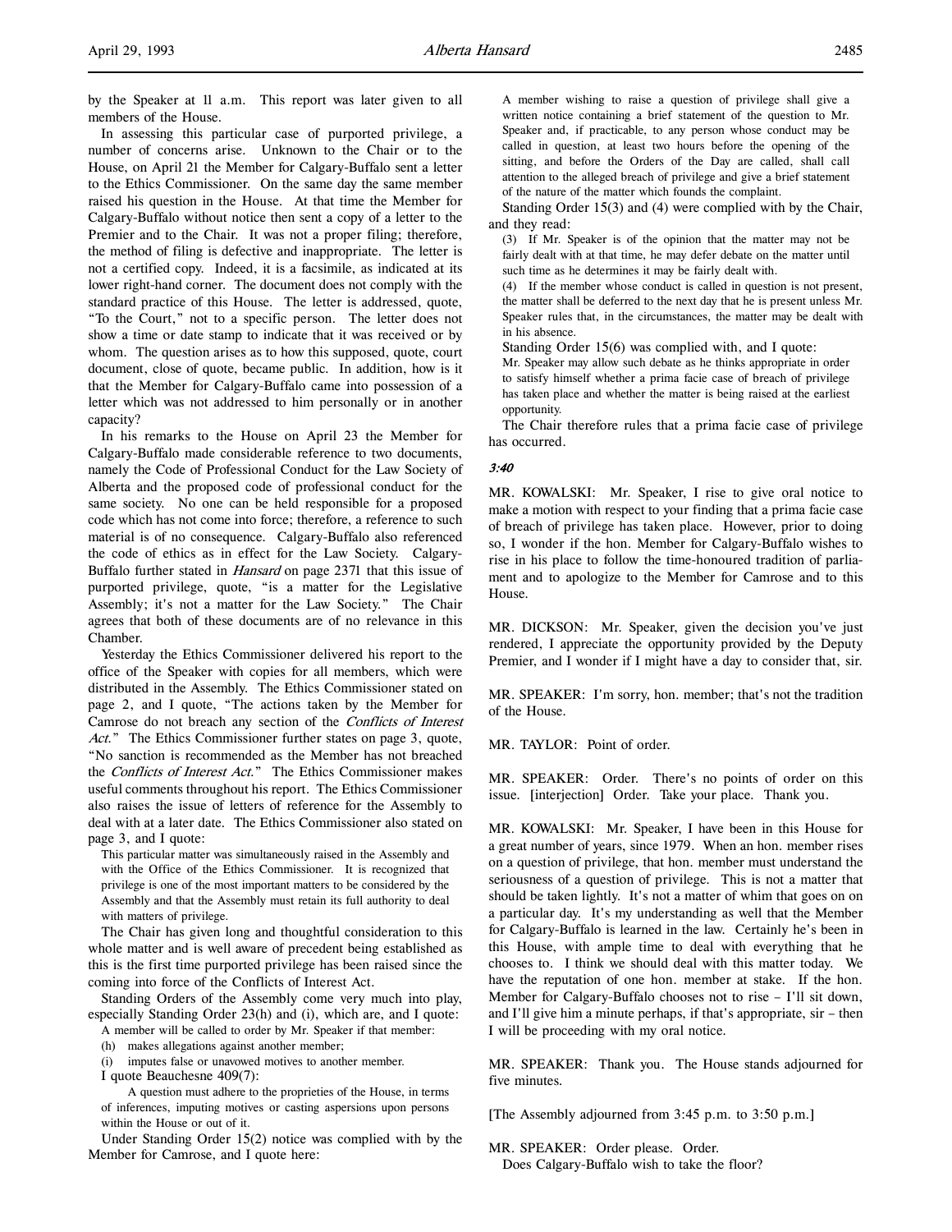by the Speaker at 11 a.m. This report was later given to all members of the House.

In assessing this particular case of purported privilege, a number of concerns arise. Unknown to the Chair or to the House, on April 21 the Member for Calgary-Buffalo sent a letter to the Ethics Commissioner. On the same day the same member raised his question in the House. At that time the Member for Calgary-Buffalo without notice then sent a copy of a letter to the Premier and to the Chair. It was not a proper filing; therefore, the method of filing is defective and inappropriate. The letter is not a certified copy. Indeed, it is a facsimile, as indicated at its lower right-hand corner. The document does not comply with the standard practice of this House. The letter is addressed, quote, "To the Court," not to a specific person. The letter does not show a time or date stamp to indicate that it was received or by whom. The question arises as to how this supposed, quote, court document, close of quote, became public. In addition, how is it that the Member for Calgary-Buffalo came into possession of a letter which was not addressed to him personally or in another capacity?

In his remarks to the House on April 23 the Member for Calgary-Buffalo made considerable reference to two documents, namely the Code of Professional Conduct for the Law Society of Alberta and the proposed code of professional conduct for the same society. No one can be held responsible for a proposed code which has not come into force; therefore, a reference to such material is of no consequence. Calgary-Buffalo also referenced the code of ethics as in effect for the Law Society. Calgary-Buffalo further stated in *Hansard* on page 2371 that this issue of purported privilege, quote, "is a matter for the Legislative Assembly; it's not a matter for the Law Society." The Chair agrees that both of these documents are of no relevance in this Chamber.

Yesterday the Ethics Commissioner delivered his report to the office of the Speaker with copies for all members, which were distributed in the Assembly. The Ethics Commissioner stated on page 2, and I quote, "The actions taken by the Member for Camrose do not breach any section of the *Conflicts of Interest Act*." The Ethics Commissioner further states on page 3, quote, "No sanction is recommended as the Member has not breached the *Conflicts of Interest Act*." The Ethics Commissioner makes useful comments throughout his report. The Ethics Commissioner also raises the issue of letters of reference for the Assembly to deal with at a later date. The Ethics Commissioner also stated on page 3, and I quote:

> This particular matter was simultaneously raised in the Assembly and with the Office of the Ethics Commissioner. It is recognized that privilege is one of the most important matters to be considered by the Assembly and that the Assembly must retain its full authority to deal with matters of privilege.

The Chair has given long and thoughtful consideration to this whole matter and is well aware of precedent being established as this is the first time purported privilege has been raised since the coming into force of the Conflicts of Interest Act.

Standing Orders of the Assembly come very much into play, especially Standing Order 23(h) and (i), which are, and I quote:

> A member will be called to order by Mr. Speaker if that member:
>
> (h) makes allegations against another member;
>
> (i) imputes false or unavowed motives to another member.

I quote Beauchesne 409(7):

> A question must adhere to the proprieties of the House, in terms of inferences, imputing motives or casting aspersions upon persons within the House or out of it.

Under Standing Order 15(2) notice was complied with by the Member for Camrose, and I quote here:

> A member wishing to raise a question of privilege shall give a written notice containing a brief statement of the question to Mr. Speaker and, if practicable, to any person whose conduct may be called in question, at least two hours before the opening of the sitting, and before the Orders of the Day are called, shall call attention to the alleged breach of privilege and give a brief statement of the nature of the matter which founds the complaint.

Standing Order 15(3) and (4) were complied with by the Chair, and they read:

> (3) If Mr. Speaker is of the opinion that the matter may not be fairly dealt with at that time, he may defer debate on the matter until such time as he determines it may be fairly dealt with.
>
> (4) If the member whose conduct is called in question is not present, the matter shall be deferred to the next day that he is present unless Mr. Speaker rules that, in the circumstances, the matter may be dealt with in his absence.

Standing Order 15(6) was complied with, and I quote:

> Mr. Speaker may allow such debate as he thinks appropriate in order to satisfy himself whether a prima facie case of breach of privilege has taken place and whether the matter is being raised at the earliest opportunity.

The Chair therefore rules that a prima facie case of privilege has occurred.

*3:40*

MR. KOWALSKI: Mr. Speaker, I rise to give oral notice to make a motion with respect to your finding that a prima facie case of breach of privilege has taken place. However, prior to doing so, I wonder if the hon. Member for Calgary-Buffalo wishes to rise in his place to follow the time-honoured tradition of parliament and to apologize to the Member for Camrose and to this House.

MR. DICKSON: Mr. Speaker, given the decision you've just rendered, I appreciate the opportunity provided by the Deputy Premier, and I wonder if I might have a day to consider that, sir.

MR. SPEAKER: I'm sorry, hon. member; that's not the tradition of the House.

MR. TAYLOR: Point of order.

MR. SPEAKER: Order. There's no points of order on this issue. [interjection] Order. Take your place. Thank you.

MR. KOWALSKI: Mr. Speaker, I have been in this House for a great number of years, since 1979. When an hon. member rises on a question of privilege, that hon. member must understand the seriousness of a question of privilege. This is not a matter that should be taken lightly. It's not a matter of whim that goes on on a particular day. It's my understanding as well that the Member for Calgary-Buffalo is learned in the law. Certainly he's been in this House, with ample time to deal with everything that he chooses to. I think we should deal with this matter today. We have the reputation of one hon. member at stake. If the hon. Member for Calgary-Buffalo chooses not to rise – I'll sit down, and I'll give him a minute perhaps, if that's appropriate, sir – then I will be proceeding with my oral notice.

MR. SPEAKER: Thank you. The House stands adjourned for five minutes.

[The Assembly adjourned from 3:45 p.m. to 3:50 p.m.]

MR. SPEAKER: Order please. Order.

Does Calgary-Buffalo wish to take the floor?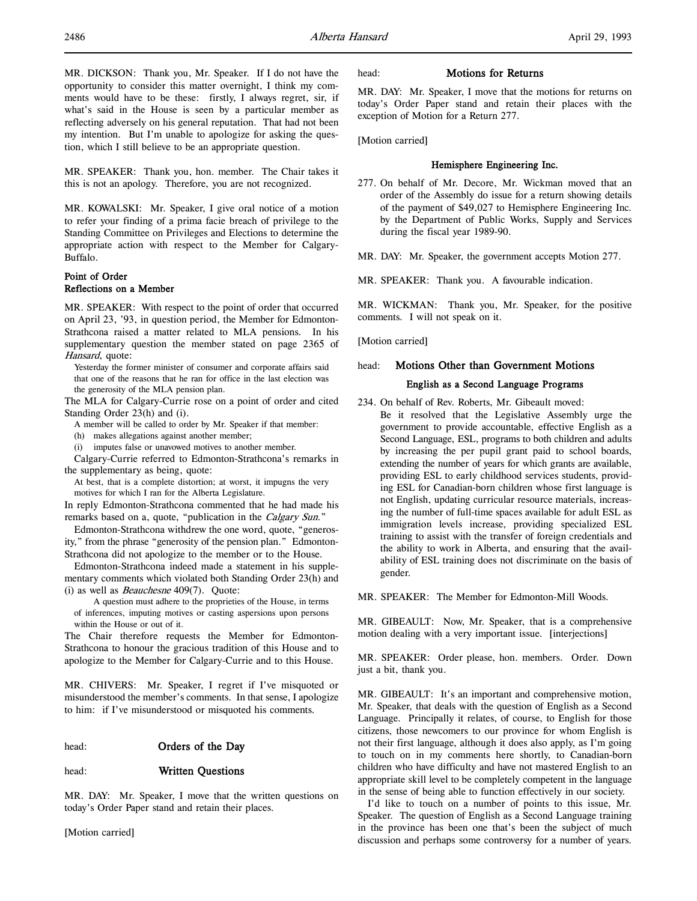MR. DICKSON: Thank you, Mr. Speaker. If I do not have the opportunity to consider this matter overnight, I think my comments would have to be these: firstly, I always regret, sir, if what's said in the House is seen by a particular member as reflecting adversely on his general reputation. That had not been my intention. But I'm unable to apologize for asking the question, which I still believe to be an appropriate question.

MR. SPEAKER: Thank you, hon. member. The Chair takes it this is not an apology. Therefore, you are not recognized.

MR. KOWALSKI: Mr. Speaker, I give oral notice of a motion to refer your finding of a prima facie breach of privilege to the Standing Committee on Privileges and Elections to determine the appropriate action with respect to the Member for Calgary-Buffalo.

**Point of Order**
**Reflections on a Member**

MR. SPEAKER: With respect to the point of order that occurred on April 23, '93, in question period, the Member for Edmonton-Strathcona raised a matter related to MLA pensions. In his supplementary question the member stated on page 2365 of *Hansard*, quote:

> Yesterday the former minister of consumer and corporate affairs said that one of the reasons that he ran for office in the last election was the generosity of the MLA pension plan.

The MLA for Calgary-Currie rose on a point of order and cited Standing Order 23(h) and (i).

> A member will be called to order by Mr. Speaker if that member:
> (h) makes allegations against another member;
> (i) imputes false or unavowed motives to another member.

Calgary-Currie referred to Edmonton-Strathcona's remarks in the supplementary as being, quote:

> At best, that is a complete distortion; at worst, it impugns the very motives for which I ran for the Alberta Legislature.

In reply Edmonton-Strathcona commented that he had made his remarks based on a, quote, "publication in the *Calgary Sun*."

Edmonton-Strathcona withdrew the one word, quote, "generosity," from the phrase "generosity of the pension plan." Edmonton-Strathcona did not apologize to the member or to the House.

Edmonton-Strathcona indeed made a statement in his supplementary comments which violated both Standing Order 23(h) and (i) as well as *Beauchesne* 409(7). Quote:

> A question must adhere to the proprieties of the House, in terms of inferences, imputing motives or casting aspersions upon persons within the House or out of it.

The Chair therefore requests the Member for Edmonton-Strathcona to honour the gracious tradition of this House and to apologize to the Member for Calgary-Currie and to this House.

MR. CHIVERS: Mr. Speaker, I regret if I've misquoted or misunderstood the member's comments. In that sense, I apologize to him: if I've misunderstood or misquoted his comments.

head: **Orders of the Day**

head: **Written Questions**

MR. DAY: Mr. Speaker, I move that the written questions on today's Order Paper stand and retain their places.

[Motion carried]

head: **Motions for Returns**

MR. DAY: Mr. Speaker, I move that the motions for returns on today's Order Paper stand and retain their places with the exception of Motion for a Return 277.

[Motion carried]

**Hemisphere Engineering Inc.**

277. On behalf of Mr. Decore, Mr. Wickman moved that an order of the Assembly do issue for a return showing details of the payment of $49,027 to Hemisphere Engineering Inc. by the Department of Public Works, Supply and Services during the fiscal year 1989-90.

MR. DAY: Mr. Speaker, the government accepts Motion 277.

MR. SPEAKER: Thank you. A favourable indication.

MR. WICKMAN: Thank you, Mr. Speaker, for the positive comments. I will not speak on it.

[Motion carried]

head: **Motions Other than Government Motions**

**English as a Second Language Programs**

234. On behalf of Rev. Roberts, Mr. Gibeault moved:
Be it resolved that the Legislative Assembly urge the government to provide accountable, effective English as a Second Language, ESL, programs to both children and adults by increasing the per pupil grant paid to school boards, extending the number of years for which grants are available, providing ESL to early childhood services students, providing ESL for Canadian-born children whose first language is not English, updating curricular resource materials, increasing the number of full-time spaces available for adult ESL as immigration levels increase, providing specialized ESL training to assist with the transfer of foreign credentials and the ability to work in Alberta, and ensuring that the availability of ESL training does not discriminate on the basis of gender.

MR. SPEAKER: The Member for Edmonton-Mill Woods.

MR. GIBEAULT: Now, Mr. Speaker, that is a comprehensive motion dealing with a very important issue. [interjections]

MR. SPEAKER: Order please, hon. members. Order. Down just a bit, thank you.

MR. GIBEAULT: It's an important and comprehensive motion, Mr. Speaker, that deals with the question of English as a Second Language. Principally it relates, of course, to English for those citizens, those newcomers to our province for whom English is not their first language, although it does also apply, as I'm going to touch on in my comments here shortly, to Canadian-born children who have difficulty and have not mastered English to an appropriate skill level to be completely competent in the language in the sense of being able to function effectively in our society.

I'd like to touch on a number of points to this issue, Mr. Speaker. The question of English as a Second Language training in the province has been one that's been the subject of much discussion and perhaps some controversy for a number of years.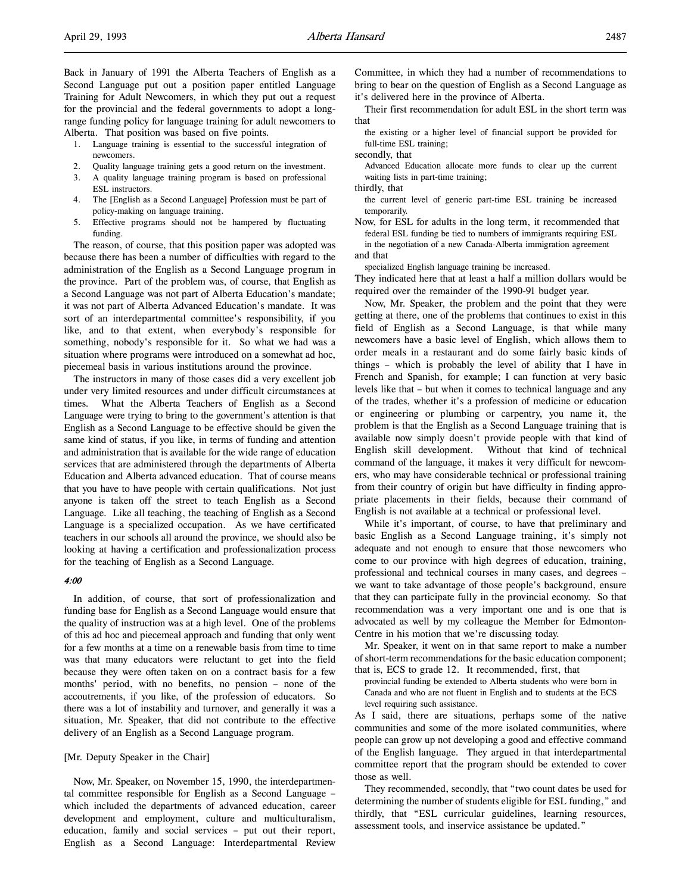Back in January of 1991 the Alberta Teachers of English as a Second Language put out a position paper entitled Language Training for Adult Newcomers, in which they put out a request for the provincial and the federal governments to adopt a long-range funding policy for language training for adult newcomers to Alberta. That position was based on five points.

1. Language training is essential to the successful integration of newcomers.
2. Quality language training gets a good return on the investment.
3. A quality language training program is based on professional ESL instructors.
4. The [English as a Second Language] Profession must be part of policy-making on language training.
5. Effective programs should not be hampered by fluctuating funding.

The reason, of course, that this position paper was adopted was because there has been a number of difficulties with regard to the administration of the English as a Second Language program in the province. Part of the problem was, of course, that English as a Second Language was not part of Alberta Education's mandate; it was not part of Alberta Advanced Education's mandate. It was sort of an interdepartmental committee's responsibility, if you like, and to that extent, when everybody's responsible for something, nobody's responsible for it. So what we had was a situation where programs were introduced on a somewhat ad hoc, piecemeal basis in various institutions around the province.

The instructors in many of those cases did a very excellent job under very limited resources and under difficult circumstances at times. What the Alberta Teachers of English as a Second Language were trying to bring to the government's attention is that English as a Second Language to be effective should be given the same kind of status, if you like, in terms of funding and attention and administration that is available for the wide range of education services that are administered through the departments of Alberta Education and Alberta advanced education. That of course means that you have to have people with certain qualifications. Not just anyone is taken off the street to teach English as a Second Language. Like all teaching, the teaching of English as a Second Language is a specialized occupation. As we have certificated teachers in our schools all around the province, we should also be looking at having a certification and professionalization process for the teaching of English as a Second Language.

*4:00*

In addition, of course, that sort of professionalization and funding base for English as a Second Language would ensure that the quality of instruction was at a high level. One of the problems of this ad hoc and piecemeal approach and funding that only went for a few months at a time on a renewable basis from time to time was that many educators were reluctant to get into the field because they were often taken on on a contract basis for a few months' period, with no benefits, no pension – none of the accoutrements, if you like, of the profession of educators. So there was a lot of instability and turnover, and generally it was a situation, Mr. Speaker, that did not contribute to the effective delivery of an English as a Second Language program.

[Mr. Deputy Speaker in the Chair]

Now, Mr. Speaker, on November 15, 1990, the interdepartmental committee responsible for English as a Second Language – which included the departments of advanced education, career development and employment, culture and multiculturalism, education, family and social services – put out their report, English as a Second Language: Interdepartmental Review Committee, in which they had a number of recommendations to bring to bear on the question of English as a Second Language as it's delivered here in the province of Alberta.

Their first recommendation for adult ESL in the short term was that

> the existing or a higher level of financial support be provided for full-time ESL training;

secondly, that

> Advanced Education allocate more funds to clear up the current waiting lists in part-time training;

thirdly, that

> the current level of generic part-time ESL training be increased temporarily.

Now, for ESL for adults in the long term, it recommended that

> federal ESL funding be tied to numbers of immigrants requiring ESL in the negotiation of a new Canada-Alberta immigration agreement

and that

> specialized English language training be increased.

They indicated here that at least a half a million dollars would be required over the remainder of the 1990-91 budget year.

Now, Mr. Speaker, the problem and the point that they were getting at there, one of the problems that continues to exist in this field of English as a Second Language, is that while many newcomers have a basic level of English, which allows them to order meals in a restaurant and do some fairly basic kinds of things – which is probably the level of ability that I have in French and Spanish, for example; I can function at very basic levels like that – but when it comes to technical language and any of the trades, whether it's a profession of medicine or education or engineering or plumbing or carpentry, you name it, the problem is that the English as a Second Language training that is available now simply doesn't provide people with that kind of English skill development. Without that kind of technical command of the language, it makes it very difficult for newcomers, who may have considerable technical or professional training from their country of origin but have difficulty in finding appropriate placements in their fields, because their command of English is not available at a technical or professional level.

While it's important, of course, to have that preliminary and basic English as a Second Language training, it's simply not adequate and not enough to ensure that those newcomers who come to our province with high degrees of education, training, professional and technical courses in many cases, and degrees – we want to take advantage of those people's background, ensure that they can participate fully in the provincial economy. So that recommendation was a very important one and is one that is advocated as well by my colleague the Member for Edmonton-Centre in his motion that we're discussing today.

Mr. Speaker, it went on in that same report to make a number of short-term recommendations for the basic education component; that is, ECS to grade 12. It recommended, first, that

> provincial funding be extended to Alberta students who were born in Canada and who are not fluent in English and to students at the ECS level requiring such assistance.

As I said, there are situations, perhaps some of the native communities and some of the more isolated communities, where people can grow up not developing a good and effective command of the English language. They argued in that interdepartmental committee report that the program should be extended to cover those as well.

They recommended, secondly, that "two count dates be used for determining the number of students eligible for ESL funding," and thirdly, that "ESL curricular guidelines, learning resources, assessment tools, and inservice assistance be updated."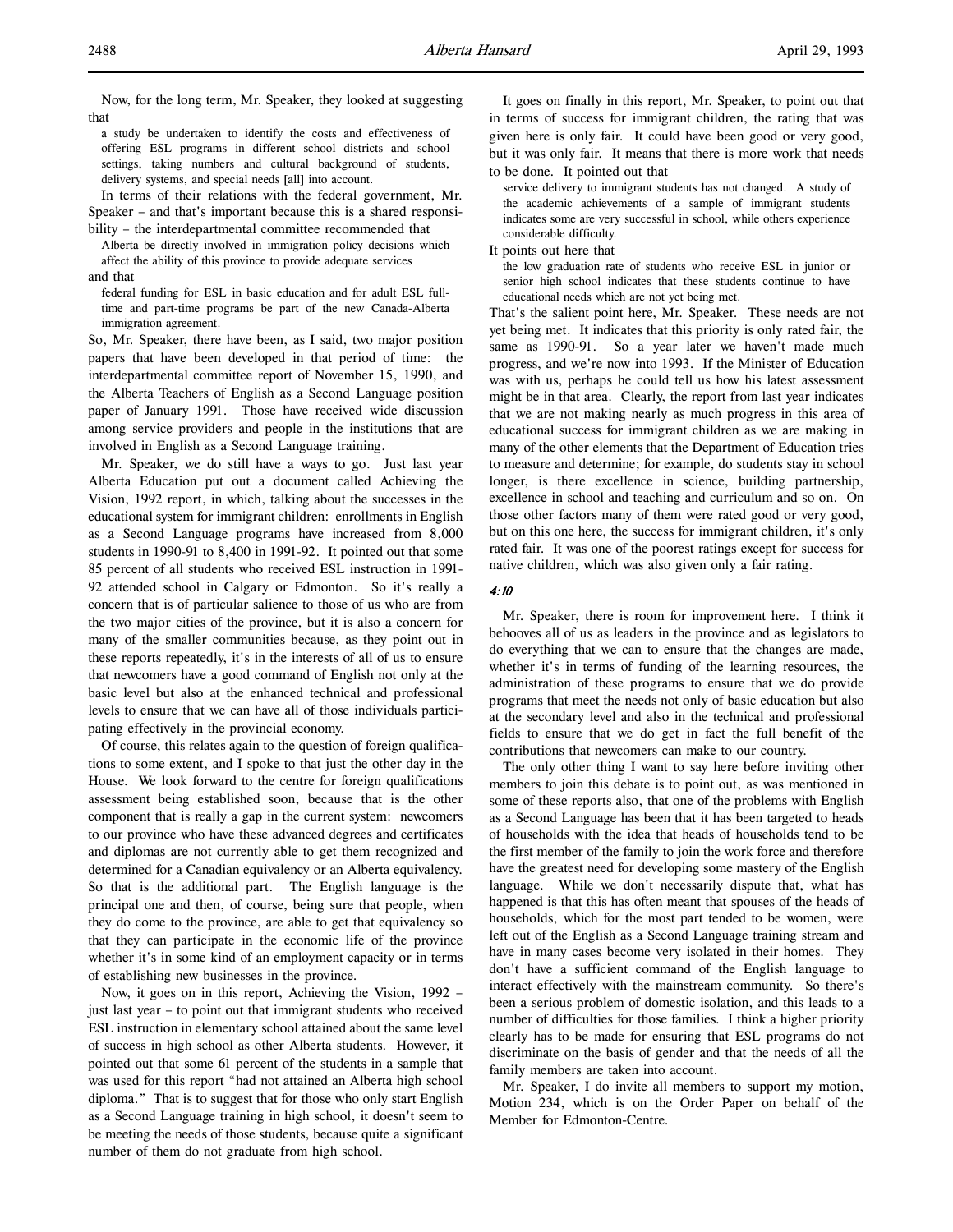Now, for the long term, Mr. Speaker, they looked at suggesting that

> a study be undertaken to identify the costs and effectiveness of offering ESL programs in different school districts and school settings, taking numbers and cultural background of students, delivery systems, and special needs [all] into account.

In terms of their relations with the federal government, Mr. Speaker – and that's important because this is a shared responsibility – the interdepartmental committee recommended that

> Alberta be directly involved in immigration policy decisions which affect the ability of this province to provide adequate services

and that

> federal funding for ESL in basic education and for adult ESL full-time and part-time programs be part of the new Canada-Alberta immigration agreement.

So, Mr. Speaker, there have been, as I said, two major position papers that have been developed in that period of time: the interdepartmental committee report of November 15, 1990, and the Alberta Teachers of English as a Second Language position paper of January 1991. Those have received wide discussion among service providers and people in the institutions that are involved in English as a Second Language training.

Mr. Speaker, we do still have a ways to go. Just last year Alberta Education put out a document called Achieving the Vision, 1992 report, in which, talking about the successes in the educational system for immigrant children: enrollments in English as a Second Language programs have increased from 8,000 students in 1990-91 to 8,400 in 1991-92. It pointed out that some 85 percent of all students who received ESL instruction in 1991-92 attended school in Calgary or Edmonton. So it's really a concern that is of particular salience to those of us who are from the two major cities of the province, but it is also a concern for many of the smaller communities because, as they point out in these reports repeatedly, it's in the interests of all of us to ensure that newcomers have a good command of English not only at the basic level but also at the enhanced technical and professional levels to ensure that we can have all of those individuals participating effectively in the provincial economy.

Of course, this relates again to the question of foreign qualifications to some extent, and I spoke to that just the other day in the House. We look forward to the centre for foreign qualifications assessment being established soon, because that is the other component that is really a gap in the current system: newcomers to our province who have these advanced degrees and certificates and diplomas are not currently able to get them recognized and determined for a Canadian equivalency or an Alberta equivalency. So that is the additional part. The English language is the principal one and then, of course, being sure that people, when they do come to the province, are able to get that equivalency so that they can participate in the economic life of the province whether it's in some kind of an employment capacity or in terms of establishing new businesses in the province.

Now, it goes on in this report, Achieving the Vision, 1992 – just last year – to point out that immigrant students who received ESL instruction in elementary school attained about the same level of success in high school as other Alberta students. However, it pointed out that some 61 percent of the students in a sample that was used for this report "had not attained an Alberta high school diploma." That is to suggest that for those who only start English as a Second Language training in high school, it doesn't seem to be meeting the needs of those students, because quite a significant number of them do not graduate from high school.

It goes on finally in this report, Mr. Speaker, to point out that in terms of success for immigrant children, the rating that was given here is only fair. It could have been good or very good, but it was only fair. It means that there is more work that needs to be done. It pointed out that

> service delivery to immigrant students has not changed. A study of the academic achievements of a sample of immigrant students indicates some are very successful in school, while others experience considerable difficulty.

It points out here that

> the low graduation rate of students who receive ESL in junior or senior high school indicates that these students continue to have educational needs which are not yet being met.

That's the salient point here, Mr. Speaker. These needs are not yet being met. It indicates that this priority is only rated fair, the same as 1990-91. So a year later we haven't made much progress, and we're now into 1993. If the Minister of Education was with us, perhaps he could tell us how his latest assessment might be in that area. Clearly, the report from last year indicates that we are not making nearly as much progress in this area of educational success for immigrant children as we are making in many of the other elements that the Department of Education tries to measure and determine; for example, do students stay in school longer, is there excellence in science, building partnership, excellence in school and teaching and curriculum and so on. On those other factors many of them were rated good or very good, but on this one here, the success for immigrant children, it's only rated fair. It was one of the poorest ratings except for success for native children, which was also given only a fair rating.

*4:10*

Mr. Speaker, there is room for improvement here. I think it behooves all of us as leaders in the province and as legislators to do everything that we can to ensure that the changes are made, whether it's in terms of funding of the learning resources, the administration of these programs to ensure that we do provide programs that meet the needs not only of basic education but also at the secondary level and also in the technical and professional fields to ensure that we do get in fact the full benefit of the contributions that newcomers can make to our country.

The only other thing I want to say here before inviting other members to join this debate is to point out, as was mentioned in some of these reports also, that one of the problems with English as a Second Language has been that it has been targeted to heads of households with the idea that heads of households tend to be the first member of the family to join the work force and therefore have the greatest need for developing some mastery of the English language. While we don't necessarily dispute that, what has happened is that this has often meant that spouses of the heads of households, which for the most part tended to be women, were left out of the English as a Second Language training stream and have in many cases become very isolated in their homes. They don't have a sufficient command of the English language to interact effectively with the mainstream community. So there's been a serious problem of domestic isolation, and this leads to a number of difficulties for those families. I think a higher priority clearly has to be made for ensuring that ESL programs do not discriminate on the basis of gender and that the needs of all the family members are taken into account.

Mr. Speaker, I do invite all members to support my motion, Motion 234, which is on the Order Paper on behalf of the Member for Edmonton-Centre.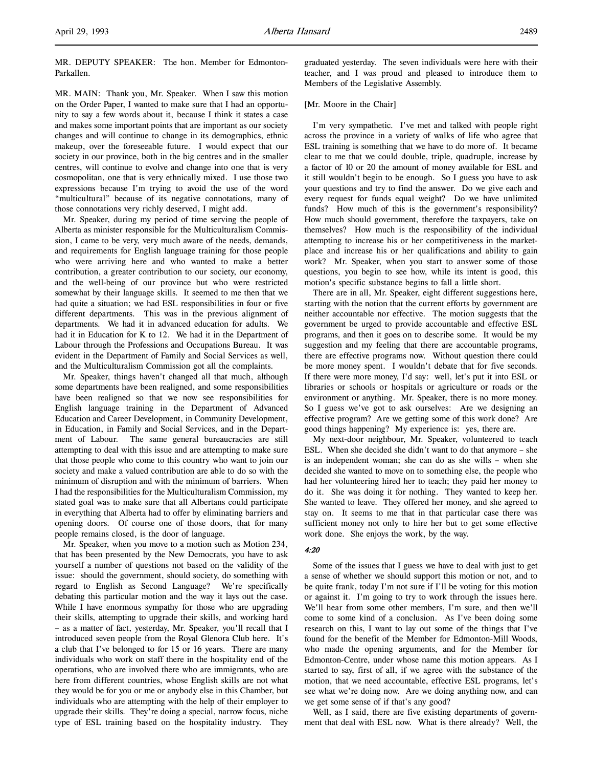MR. DEPUTY SPEAKER: The hon. Member for Edmonton-Parkallen.

MR. MAIN: Thank you, Mr. Speaker. When I saw this motion on the Order Paper, I wanted to make sure that I had an opportunity to say a few words about it, because I think it states a case and makes some important points that are important as our society changes and will continue to change in its demographics, ethnic makeup, over the foreseeable future. I would expect that our society in our province, both in the big centres and in the smaller centres, will continue to evolve and change into one that is very cosmopolitan, one that is very ethnically mixed. I use those two expressions because I'm trying to avoid the use of the word "multicultural" because of its negative connotations, many of those connotations very richly deserved, I might add.

Mr. Speaker, during my period of time serving the people of Alberta as minister responsible for the Multiculturalism Commission, I came to be very, very much aware of the needs, demands, and requirements for English language training for those people who were arriving here and who wanted to make a better contribution, a greater contribution to our society, our economy, and the well-being of our province but who were restricted somewhat by their language skills. It seemed to me then that we had quite a situation; we had ESL responsibilities in four or five different departments. This was in the previous alignment of departments. We had it in advanced education for adults. We had it in Education for K to 12. We had it in the Department of Labour through the Professions and Occupations Bureau. It was evident in the Department of Family and Social Services as well, and the Multiculturalism Commission got all the complaints.

Mr. Speaker, things haven't changed all that much, although some departments have been realigned, and some responsibilities have been realigned so that we now see responsibilities for English language training in the Department of Advanced Education and Career Development, in Community Development, in Education, in Family and Social Services, and in the Department of Labour. The same general bureaucracies are still attempting to deal with this issue and are attempting to make sure that those people who come to this country who want to join our society and make a valued contribution are able to do so with the minimum of disruption and with the minimum of barriers. When I had the responsibilities for the Multiculturalism Commission, my stated goal was to make sure that all Albertans could participate in everything that Alberta had to offer by eliminating barriers and opening doors. Of course one of those doors, that for many people remains closed, is the door of language.

Mr. Speaker, when you move to a motion such as Motion 234, that has been presented by the New Democrats, you have to ask yourself a number of questions not based on the validity of the issue: should the government, should society, do something with regard to English as Second Language? We're specifically debating this particular motion and the way it lays out the case. While I have enormous sympathy for those who are upgrading their skills, attempting to upgrade their skills, and working hard – as a matter of fact, yesterday, Mr. Speaker, you'll recall that I introduced seven people from the Royal Glenora Club here. It's a club that I've belonged to for 15 or 16 years. There are many individuals who work on staff there in the hospitality end of the operations, who are involved there who are immigrants, who are here from different countries, whose English skills are not what they would be for you or me or anybody else in this Chamber, but individuals who are attempting with the help of their employer to upgrade their skills. They're doing a special, narrow focus, niche type of ESL training based on the hospitality industry. They graduated yesterday. The seven individuals were here with their teacher, and I was proud and pleased to introduce them to Members of the Legislative Assembly.

[Mr. Moore in the Chair]

I'm very sympathetic. I've met and talked with people right across the province in a variety of walks of life who agree that ESL training is something that we have to do more of. It became clear to me that we could double, triple, quadruple, increase by a factor of 10 or 20 the amount of money available for ESL and it still wouldn't begin to be enough. So I guess you have to ask your questions and try to find the answer. Do we give each and every request for funds equal weight? Do we have unlimited funds? How much of this is the government's responsibility? How much should government, therefore the taxpayers, take on themselves? How much is the responsibility of the individual attempting to increase his or her competitiveness in the marketplace and increase his or her qualifications and ability to gain work? Mr. Speaker, when you start to answer some of those questions, you begin to see how, while its intent is good, this motion's specific substance begins to fall a little short.

There are in all, Mr. Speaker, eight different suggestions here, starting with the notion that the current efforts by government are neither accountable nor effective. The motion suggests that the government be urged to provide accountable and effective ESL programs, and then it goes on to describe some. It would be my suggestion and my feeling that there are accountable programs, there are effective programs now. Without question there could be more money spent. I wouldn't debate that for five seconds. If there were more money, I'd say: well, let's put it into ESL or libraries or schools or hospitals or agriculture or roads or the environment or anything. Mr. Speaker, there is no more money. So I guess we've got to ask ourselves: Are we designing an effective program? Are we getting some of this work done? Are good things happening? My experience is: yes, there are.

My next-door neighbour, Mr. Speaker, volunteered to teach ESL. When she decided she didn't want to do that anymore – she is an independent woman; she can do as she wills – when she decided she wanted to move on to something else, the people who had her volunteering hired her to teach; they paid her money to do it. She was doing it for nothing. They wanted to keep her. She wanted to leave. They offered her money, and she agreed to stay on. It seems to me that in that particular case there was sufficient money not only to hire her but to get some effective work done. She enjoys the work, by the way.

*4:20*

Some of the issues that I guess we have to deal with just to get a sense of whether we should support this motion or not, and to be quite frank, today I'm not sure if I'll be voting for this motion or against it. I'm going to try to work through the issues here. We'll hear from some other members, I'm sure, and then we'll come to some kind of a conclusion. As I've been doing some research on this, I want to lay out some of the things that I've found for the benefit of the Member for Edmonton-Mill Woods, who made the opening arguments, and for the Member for Edmonton-Centre, under whose name this motion appears. As I started to say, first of all, if we agree with the substance of the motion, that we need accountable, effective ESL programs, let's see what we're doing now. Are we doing anything now, and can we get some sense of if that's any good?

Well, as I said, there are five existing departments of government that deal with ESL now. What is there already? Well, the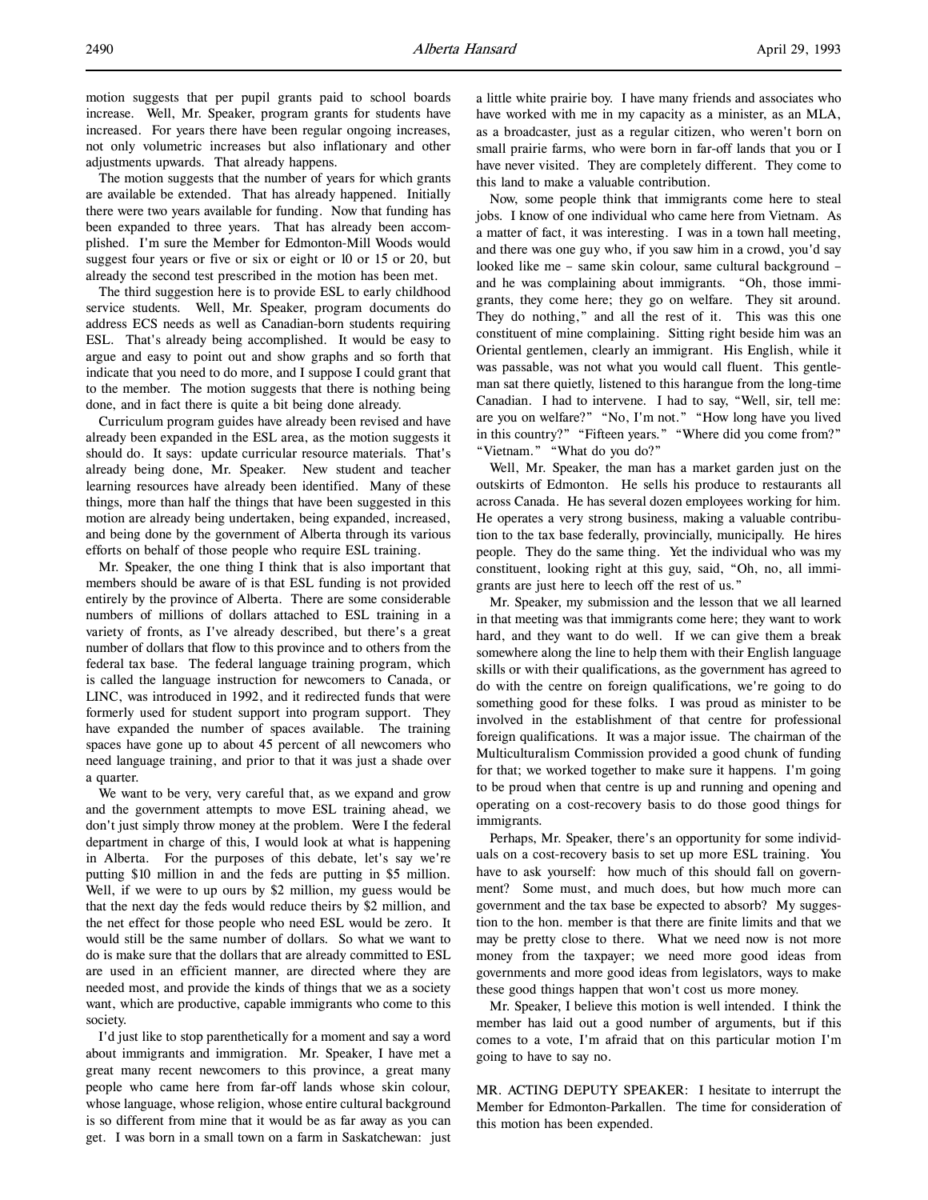motion suggests that per pupil grants paid to school boards increase. Well, Mr. Speaker, program grants for students have increased. For years there have been regular ongoing increases, not only volumetric increases but also inflationary and other adjustments upwards. That already happens.

The motion suggests that the number of years for which grants are available be extended. That has already happened. Initially there were two years available for funding. Now that funding has been expanded to three years. That has already been accomplished. I'm sure the Member for Edmonton-Mill Woods would suggest four years or five or six or eight or 10 or 15 or 20, but already the second test prescribed in the motion has been met.

The third suggestion here is to provide ESL to early childhood service students. Well, Mr. Speaker, program documents do address ECS needs as well as Canadian-born students requiring ESL. That's already being accomplished. It would be easy to argue and easy to point out and show graphs and so forth that indicate that you need to do more, and I suppose I could grant that to the member. The motion suggests that there is nothing being done, and in fact there is quite a bit being done already.

Curriculum program guides have already been revised and have already been expanded in the ESL area, as the motion suggests it should do. It says: update curricular resource materials. That's already being done, Mr. Speaker. New student and teacher learning resources have already been identified. Many of these things, more than half the things that have been suggested in this motion are already being undertaken, being expanded, increased, and being done by the government of Alberta through its various efforts on behalf of those people who require ESL training.

Mr. Speaker, the one thing I think that is also important that members should be aware of is that ESL funding is not provided entirely by the province of Alberta. There are some considerable numbers of millions of dollars attached to ESL training in a variety of fronts, as I've already described, but there's a great number of dollars that flow to this province and to others from the federal tax base. The federal language training program, which is called the language instruction for newcomers to Canada, or LINC, was introduced in 1992, and it redirected funds that were formerly used for student support into program support. They have expanded the number of spaces available. The training spaces have gone up to about 45 percent of all newcomers who need language training, and prior to that it was just a shade over a quarter.

We want to be very, very careful that, as we expand and grow and the government attempts to move ESL training ahead, we don't just simply throw money at the problem. Were I the federal department in charge of this, I would look at what is happening in Alberta. For the purposes of this debate, let's say we're putting $10 million in and the feds are putting in $5 million. Well, if we were to up ours by $2 million, my guess would be that the next day the feds would reduce theirs by $2 million, and the net effect for those people who need ESL would be zero. It would still be the same number of dollars. So what we want to do is make sure that the dollars that are already committed to ESL are used in an efficient manner, are directed where they are needed most, and provide the kinds of things that we as a society want, which are productive, capable immigrants who come to this society.

I'd just like to stop parenthetically for a moment and say a word about immigrants and immigration. Mr. Speaker, I have met a great many recent newcomers to this province, a great many people who came here from far-off lands whose skin colour, whose language, whose religion, whose entire cultural background is so different from mine that it would be as far away as you can get. I was born in a small town on a farm in Saskatchewan: just a little white prairie boy. I have many friends and associates who have worked with me in my capacity as a minister, as an MLA, as a broadcaster, just as a regular citizen, who weren't born on small prairie farms, who were born in far-off lands that you or I have never visited. They are completely different. They come to this land to make a valuable contribution.

Now, some people think that immigrants come here to steal jobs. I know of one individual who came here from Vietnam. As a matter of fact, it was interesting. I was in a town hall meeting, and there was one guy who, if you saw him in a crowd, you'd say looked like me – same skin colour, same cultural background – and he was complaining about immigrants. "Oh, those immigrants, they come here; they go on welfare. They sit around. They do nothing," and all the rest of it. This was this one constituent of mine complaining. Sitting right beside him was an Oriental gentlemen, clearly an immigrant. His English, while it was passable, was not what you would call fluent. This gentleman sat there quietly, listened to this harangue from the long-time Canadian. I had to intervene. I had to say, "Well, sir, tell me: are you on welfare?" "No, I'm not." "How long have you lived in this country?" "Fifteen years." "Where did you come from?" "Vietnam." "What do you do?"

Well, Mr. Speaker, the man has a market garden just on the outskirts of Edmonton. He sells his produce to restaurants all across Canada. He has several dozen employees working for him. He operates a very strong business, making a valuable contribution to the tax base federally, provincially, municipally. He hires people. They do the same thing. Yet the individual who was my constituent, looking right at this guy, said, "Oh, no, all immigrants are just here to leech off the rest of us."

Mr. Speaker, my submission and the lesson that we all learned in that meeting was that immigrants come here; they want to work hard, and they want to do well. If we can give them a break somewhere along the line to help them with their English language skills or with their qualifications, as the government has agreed to do with the centre on foreign qualifications, we're going to do something good for these folks. I was proud as minister to be involved in the establishment of that centre for professional foreign qualifications. It was a major issue. The chairman of the Multiculturalism Commission provided a good chunk of funding for that; we worked together to make sure it happens. I'm going to be proud when that centre is up and running and opening and operating on a cost-recovery basis to do those good things for immigrants.

Perhaps, Mr. Speaker, there's an opportunity for some individuals on a cost-recovery basis to set up more ESL training. You have to ask yourself: how much of this should fall on government? Some must, and much does, but how much more can government and the tax base be expected to absorb? My suggestion to the hon. member is that there are finite limits and that we may be pretty close to there. What we need now is not more money from the taxpayer; we need more good ideas from governments and more good ideas from legislators, ways to make these good things happen that won't cost us more money.

Mr. Speaker, I believe this motion is well intended. I think the member has laid out a good number of arguments, but if this comes to a vote, I'm afraid that on this particular motion I'm going to have to say no.

MR. ACTING DEPUTY SPEAKER: I hesitate to interrupt the Member for Edmonton-Parkallen. The time for consideration of this motion has been expended.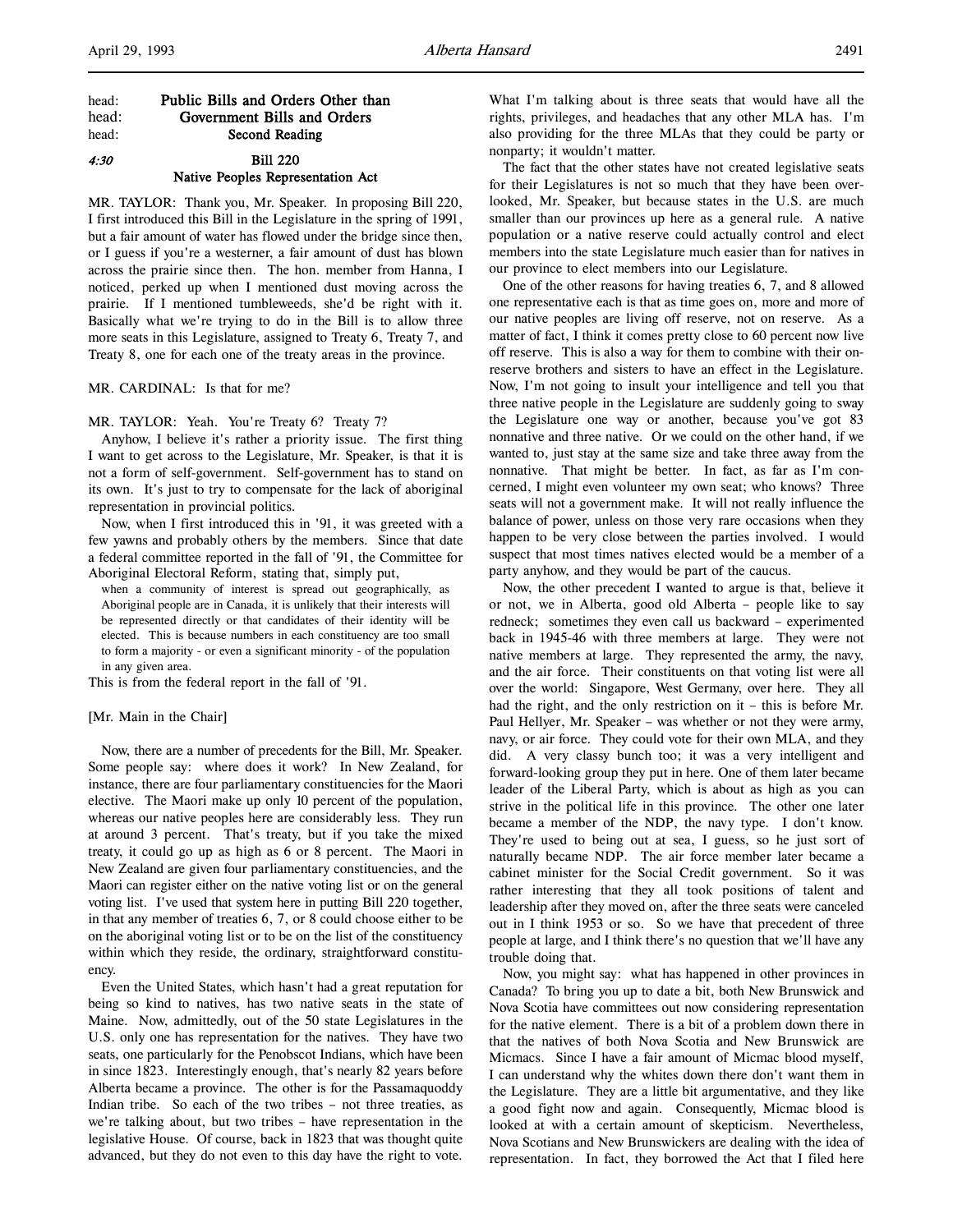head: **Public Bills and Orders Other than**
head: **Government Bills and Orders**
head: **Second Reading**

*4:30* **Bill 220**
**Native Peoples Representation Act**

MR. TAYLOR: Thank you, Mr. Speaker. In proposing Bill 220, I first introduced this Bill in the Legislature in the spring of 1991, but a fair amount of water has flowed under the bridge since then, or I guess if you're a westerner, a fair amount of dust has blown across the prairie since then. The hon. member from Hanna, I noticed, perked up when I mentioned dust moving across the prairie. If I mentioned tumbleweeds, she'd be right with it. Basically what we're trying to do in the Bill is to allow three more seats in this Legislature, assigned to Treaty 6, Treaty 7, and Treaty 8, one for each one of the treaty areas in the province.

MR. CARDINAL: Is that for me?

MR. TAYLOR: Yeah. You're Treaty 6? Treaty 7?

Anyhow, I believe it's rather a priority issue. The first thing I want to get across to the Legislature, Mr. Speaker, is that it is not a form of self-government. Self-government has to stand on its own. It's just to try to compensate for the lack of aboriginal representation in provincial politics.

Now, when I first introduced this in '91, it was greeted with a few yawns and probably others by the members. Since that date a federal committee reported in the fall of '91, the Committee for Aboriginal Electoral Reform, stating that, simply put,

> when a community of interest is spread out geographically, as Aboriginal people are in Canada, it is unlikely that their interests will be represented directly or that candidates of their identity will be elected. This is because numbers in each constituency are too small to form a majority - or even a significant minority - of the population in any given area.

This is from the federal report in the fall of '91.

[Mr. Main in the Chair]

Now, there are a number of precedents for the Bill, Mr. Speaker. Some people say: where does it work? In New Zealand, for instance, there are four parliamentary constituencies for the Maori elective. The Maori make up only 10 percent of the population, whereas our native peoples here are considerably less. They run at around 3 percent. That's treaty, but if you take the mixed treaty, it could go up as high as 6 or 8 percent. The Maori in New Zealand are given four parliamentary constituencies, and the Maori can register either on the native voting list or on the general voting list. I've used that system here in putting Bill 220 together, in that any member of treaties 6, 7, or 8 could choose either to be on the aboriginal voting list or to be on the list of the constituency within which they reside, the ordinary, straightforward constituency.

Even the United States, which hasn't had a great reputation for being so kind to natives, has two native seats in the state of Maine. Now, admittedly, out of the 50 state Legislatures in the U.S. only one has representation for the natives. They have two seats, one particularly for the Penobscot Indians, which have been in since 1823. Interestingly enough, that's nearly 82 years before Alberta became a province. The other is for the Passamaquoddy Indian tribe. So each of the two tribes – not three treaties, as we're talking about, but two tribes – have representation in the legislative House. Of course, back in 1823 that was thought quite advanced, but they do not even to this day have the right to vote. What I'm talking about is three seats that would have all the rights, privileges, and headaches that any other MLA has. I'm also providing for the three MLAs that they could be party or nonparty; it wouldn't matter.

The fact that the other states have not created legislative seats for their Legislatures is not so much that they have been overlooked, Mr. Speaker, but because states in the U.S. are much smaller than our provinces up here as a general rule. A native population or a native reserve could actually control and elect members into the state Legislature much easier than for natives in our province to elect members into our Legislature.

One of the other reasons for having treaties 6, 7, and 8 allowed one representative each is that as time goes on, more and more of our native peoples are living off reserve, not on reserve. As a matter of fact, I think it comes pretty close to 60 percent now live off reserve. This is also a way for them to combine with their on-reserve brothers and sisters to have an effect in the Legislature. Now, I'm not going to insult your intelligence and tell you that three native people in the Legislature are suddenly going to sway the Legislature one way or another, because you've got 83 nonnative and three native. Or we could on the other hand, if we wanted to, just stay at the same size and take three away from the nonnative. That might be better. In fact, as far as I'm concerned, I might even volunteer my own seat; who knows? Three seats will not a government make. It will not really influence the balance of power, unless on those very rare occasions when they happen to be very close between the parties involved. I would suspect that most times natives elected would be a member of a party anyhow, and they would be part of the caucus.

Now, the other precedent I wanted to argue is that, believe it or not, we in Alberta, good old Alberta – people like to say redneck; sometimes they even call us backward – experimented back in 1945-46 with three members at large. They were not native members at large. They represented the army, the navy, and the air force. Their constituents on that voting list were all over the world: Singapore, West Germany, over here. They all had the right, and the only restriction on it – this is before Mr. Paul Hellyer, Mr. Speaker – was whether or not they were army, navy, or air force. They could vote for their own MLA, and they did. A very classy bunch too; it was a very intelligent and forward-looking group they put in here. One of them later became leader of the Liberal Party, which is about as high as you can strive in the political life in this province. The other one later became a member of the NDP, the navy type. I don't know. They're used to being out at sea, I guess, so he just sort of naturally became NDP. The air force member later became a cabinet minister for the Social Credit government. So it was rather interesting that they all took positions of talent and leadership after they moved on, after the three seats were canceled out in I think 1953 or so. So we have that precedent of three people at large, and I think there's no question that we'll have any trouble doing that.

Now, you might say: what has happened in other provinces in Canada? To bring you up to date a bit, both New Brunswick and Nova Scotia have committees out now considering representation for the native element. There is a bit of a problem down there in that the natives of both Nova Scotia and New Brunswick are Micmacs. Since I have a fair amount of Micmac blood myself, I can understand why the whites down there don't want them in the Legislature. They are a little bit argumentative, and they like a good fight now and again. Consequently, Micmac blood is looked at with a certain amount of skepticism. Nevertheless, Nova Scotians and New Brunswickers are dealing with the idea of representation. In fact, they borrowed the Act that I filed here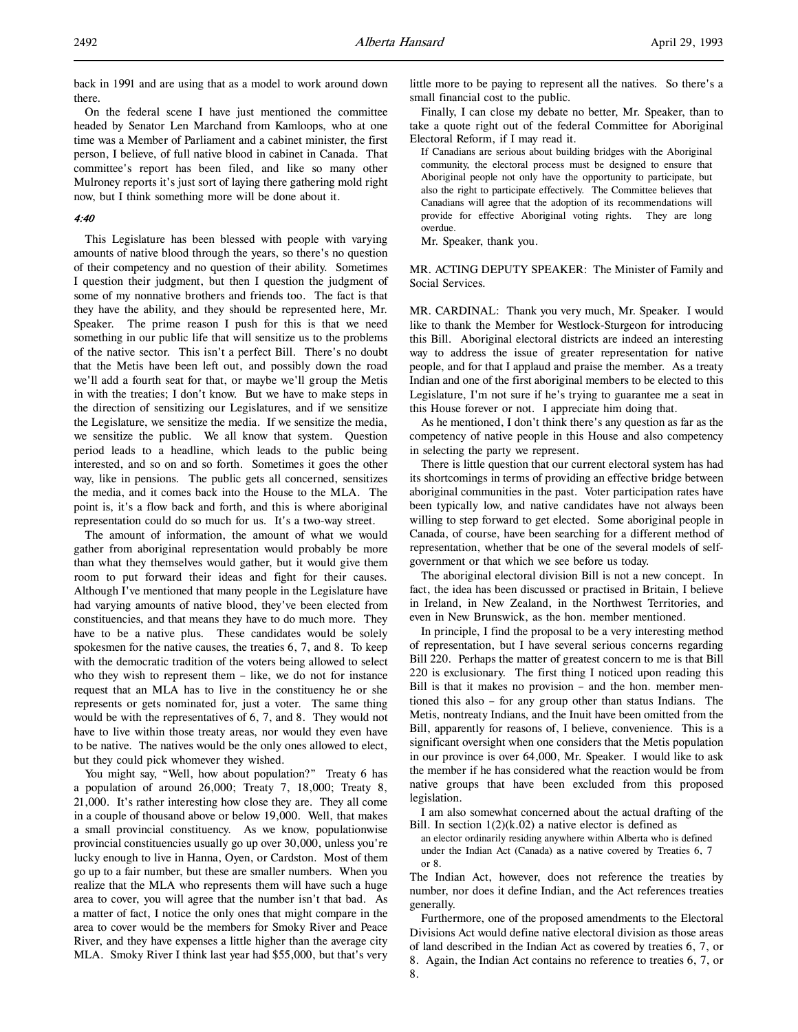back in 1991 and are using that as a model to work around down there.

On the federal scene I have just mentioned the committee headed by Senator Len Marchand from Kamloops, who at one time was a Member of Parliament and a cabinet minister, the first person, I believe, of full native blood in cabinet in Canada. That committee's report has been filed, and like so many other Mulroney reports it's just sort of laying there gathering mold right now, but I think something more will be done about it.

*4:40*

This Legislature has been blessed with people with varying amounts of native blood through the years, so there's no question of their competency and no question of their ability. Sometimes I question their judgment, but then I question the judgment of some of my nonnative brothers and friends too. The fact is that they have the ability, and they should be represented here, Mr. Speaker. The prime reason I push for this is that we need something in our public life that will sensitize us to the problems of the native sector. This isn't a perfect Bill. There's no doubt that the Metis have been left out, and possibly down the road we'll add a fourth seat for that, or maybe we'll group the Metis in with the treaties; I don't know. But we have to make steps in the direction of sensitizing our Legislatures, and if we sensitize the Legislature, we sensitize the media. If we sensitize the media, we sensitize the public. We all know that system. Question period leads to a headline, which leads to the public being interested, and so on and so forth. Sometimes it goes the other way, like in pensions. The public gets all concerned, sensitizes the media, and it comes back into the House to the MLA. The point is, it's a flow back and forth, and this is where aboriginal representation could do so much for us. It's a two-way street.

The amount of information, the amount of what we would gather from aboriginal representation would probably be more than what they themselves would gather, but it would give them room to put forward their ideas and fight for their causes. Although I've mentioned that many people in the Legislature have had varying amounts of native blood, they've been elected from constituencies, and that means they have to do much more. They have to be a native plus. These candidates would be solely spokesmen for the native causes, the treaties 6, 7, and 8. To keep with the democratic tradition of the voters being allowed to select who they wish to represent them – like, we do not for instance request that an MLA has to live in the constituency he or she represents or gets nominated for, just a voter. The same thing would be with the representatives of 6, 7, and 8. They would not have to live within those treaty areas, nor would they even have to be native. The natives would be the only ones allowed to elect, but they could pick whomever they wished.

You might say, "Well, how about population?" Treaty 6 has a population of around 26,000; Treaty 7, 18,000; Treaty 8, 21,000. It's rather interesting how close they are. They all come in a couple of thousand above or below 19,000. Well, that makes a small provincial constituency. As we know, populationwise provincial constituencies usually go up over 30,000, unless you're lucky enough to live in Hanna, Oyen, or Cardston. Most of them go up to a fair number, but these are smaller numbers. When you realize that the MLA who represents them will have such a huge area to cover, you will agree that the number isn't that bad. As a matter of fact, I notice the only ones that might compare in the area to cover would be the members for Smoky River and Peace River, and they have expenses a little higher than the average city MLA. Smoky River I think last year had $55,000, but that's very little more to be paying to represent all the natives. So there's a small financial cost to the public.

Finally, I can close my debate no better, Mr. Speaker, than to take a quote right out of the federal Committee for Aboriginal Electoral Reform, if I may read it.

> If Canadians are serious about building bridges with the Aboriginal community, the electoral process must be designed to ensure that Aboriginal people not only have the opportunity to participate, but also the right to participate effectively. The Committee believes that Canadians will agree that the adoption of its recommendations will provide for effective Aboriginal voting rights. They are long overdue.

Mr. Speaker, thank you.

MR. ACTING DEPUTY SPEAKER: The Minister of Family and Social Services.

MR. CARDINAL: Thank you very much, Mr. Speaker. I would like to thank the Member for Westlock-Sturgeon for introducing this Bill. Aboriginal electoral districts are indeed an interesting way to address the issue of greater representation for native people, and for that I applaud and praise the member. As a treaty Indian and one of the first aboriginal members to be elected to this Legislature, I'm not sure if he's trying to guarantee me a seat in this House forever or not. I appreciate him doing that.

As he mentioned, I don't think there's any question as far as the competency of native people in this House and also competency in selecting the party we represent.

There is little question that our current electoral system has had its shortcomings in terms of providing an effective bridge between aboriginal communities in the past. Voter participation rates have been typically low, and native candidates have not always been willing to step forward to get elected. Some aboriginal people in Canada, of course, have been searching for a different method of representation, whether that be one of the several models of self-government or that which we see before us today.

The aboriginal electoral division Bill is not a new concept. In fact, the idea has been discussed or practised in Britain, I believe in Ireland, in New Zealand, in the Northwest Territories, and even in New Brunswick, as the hon. member mentioned.

In principle, I find the proposal to be a very interesting method of representation, but I have several serious concerns regarding Bill 220. Perhaps the matter of greatest concern to me is that Bill 220 is exclusionary. The first thing I noticed upon reading this Bill is that it makes no provision – and the hon. member mentioned this also – for any group other than status Indians. The Metis, nontreaty Indians, and the Inuit have been omitted from the Bill, apparently for reasons of, I believe, convenience. This is a significant oversight when one considers that the Metis population in our province is over 64,000, Mr. Speaker. I would like to ask the member if he has considered what the reaction would be from native groups that have been excluded from this proposed legislation.

I am also somewhat concerned about the actual drafting of the Bill. In section 1(2)(k.02) a native elector is defined as

> an elector ordinarily residing anywhere within Alberta who is defined under the Indian Act (Canada) as a native covered by Treaties 6, 7 or 8.

The Indian Act, however, does not reference the treaties by number, nor does it define Indian, and the Act references treaties generally.

Furthermore, one of the proposed amendments to the Electoral Divisions Act would define native electoral division as those areas of land described in the Indian Act as covered by treaties 6, 7, or 8. Again, the Indian Act contains no reference to treaties 6, 7, or 8.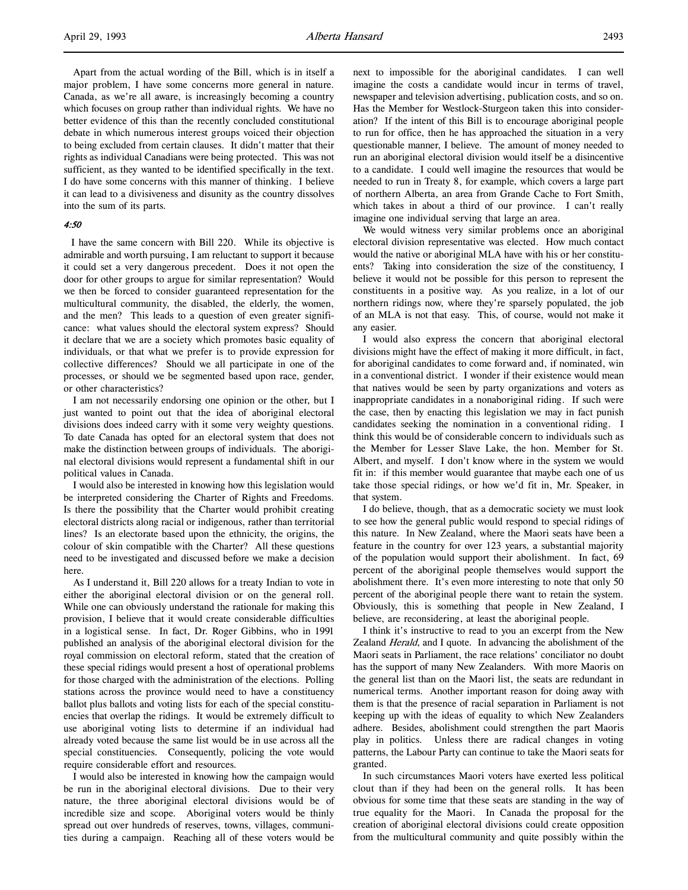Apart from the actual wording of the Bill, which is in itself a major problem, I have some concerns more general in nature. Canada, as we're all aware, is increasingly becoming a country which focuses on group rather than individual rights. We have no better evidence of this than the recently concluded constitutional debate in which numerous interest groups voiced their objection to being excluded from certain clauses. It didn't matter that their rights as individual Canadians were being protected. This was not sufficient, as they wanted to be identified specifically in the text. I do have some concerns with this manner of thinking. I believe it can lead to a divisiveness and disunity as the country dissolves into the sum of its parts.

*4:50*

I have the same concern with Bill 220. While its objective is admirable and worth pursuing, I am reluctant to support it because it could set a very dangerous precedent. Does it not open the door for other groups to argue for similar representation? Would we then be forced to consider guaranteed representation for the multicultural community, the disabled, the elderly, the women, and the men? This leads to a question of even greater significance: what values should the electoral system express? Should it declare that we are a society which promotes basic equality of individuals, or that what we prefer is to provide expression for collective differences? Should we all participate in one of the processes, or should we be segmented based upon race, gender, or other characteristics?

I am not necessarily endorsing one opinion or the other, but I just wanted to point out that the idea of aboriginal electoral divisions does indeed carry with it some very weighty questions. To date Canada has opted for an electoral system that does not make the distinction between groups of individuals. The aboriginal electoral divisions would represent a fundamental shift in our political values in Canada.

I would also be interested in knowing how this legislation would be interpreted considering the Charter of Rights and Freedoms. Is there the possibility that the Charter would prohibit creating electoral districts along racial or indigenous, rather than territorial lines? Is an electorate based upon the ethnicity, the origins, the colour of skin compatible with the Charter? All these questions need to be investigated and discussed before we make a decision here.

As I understand it, Bill 220 allows for a treaty Indian to vote in either the aboriginal electoral division or on the general roll. While one can obviously understand the rationale for making this provision, I believe that it would create considerable difficulties in a logistical sense. In fact, Dr. Roger Gibbins, who in 1991 published an analysis of the aboriginal electoral division for the royal commission on electoral reform, stated that the creation of these special ridings would present a host of operational problems for those charged with the administration of the elections. Polling stations across the province would need to have a constituency ballot plus ballots and voting lists for each of the special constituencies that overlap the ridings. It would be extremely difficult to use aboriginal voting lists to determine if an individual had already voted because the same list would be in use across all the special constituencies. Consequently, policing the vote would require considerable effort and resources.

I would also be interested in knowing how the campaign would be run in the aboriginal electoral divisions. Due to their very nature, the three aboriginal electoral divisions would be of incredible size and scope. Aboriginal voters would be thinly spread out over hundreds of reserves, towns, villages, communities during a campaign. Reaching all of these voters would be next to impossible for the aboriginal candidates. I can well imagine the costs a candidate would incur in terms of travel, newspaper and television advertising, publication costs, and so on. Has the Member for Westlock-Sturgeon taken this into consideration? If the intent of this Bill is to encourage aboriginal people to run for office, then he has approached the situation in a very questionable manner, I believe. The amount of money needed to run an aboriginal electoral division would itself be a disincentive to a candidate. I could well imagine the resources that would be needed to run in Treaty 8, for example, which covers a large part of northern Alberta, an area from Grande Cache to Fort Smith, which takes in about a third of our province. I can't really imagine one individual serving that large an area.

We would witness very similar problems once an aboriginal electoral division representative was elected. How much contact would the native or aboriginal MLA have with his or her constituents? Taking into consideration the size of the constituency, I believe it would not be possible for this person to represent the constituents in a positive way. As you realize, in a lot of our northern ridings now, where they're sparsely populated, the job of an MLA is not that easy. This, of course, would not make it any easier.

I would also express the concern that aboriginal electoral divisions might have the effect of making it more difficult, in fact, for aboriginal candidates to come forward and, if nominated, win in a conventional district. I wonder if their existence would mean that natives would be seen by party organizations and voters as inappropriate candidates in a nonaboriginal riding. If such were the case, then by enacting this legislation we may in fact punish candidates seeking the nomination in a conventional riding. I think this would be of considerable concern to individuals such as the Member for Lesser Slave Lake, the hon. Member for St. Albert, and myself. I don't know where in the system we would fit in: if this member would guarantee that maybe each one of us take those special ridings, or how we'd fit in, Mr. Speaker, in that system.

I do believe, though, that as a democratic society we must look to see how the general public would respond to special ridings of this nature. In New Zealand, where the Maori seats have been a feature in the country for over 123 years, a substantial majority of the population would support their abolishment. In fact, 69 percent of the aboriginal people themselves would support the abolishment there. It's even more interesting to note that only 50 percent of the aboriginal people there want to retain the system. Obviously, this is something that people in New Zealand, I believe, are reconsidering, at least the aboriginal people.

I think it's instructive to read to you an excerpt from the New Zealand *Herald*, and I quote. In advancing the abolishment of the Maori seats in Parliament, the race relations' conciliator no doubt has the support of many New Zealanders. With more Maoris on the general list than on the Maori list, the seats are redundant in numerical terms. Another important reason for doing away with them is that the presence of racial separation in Parliament is not keeping up with the ideas of equality to which New Zealanders adhere. Besides, abolishment could strengthen the part Maoris play in politics. Unless there are radical changes in voting patterns, the Labour Party can continue to take the Maori seats for granted.

In such circumstances Maori voters have exerted less political clout than if they had been on the general rolls. It has been obvious for some time that these seats are standing in the way of true equality for the Maori. In Canada the proposal for the creation of aboriginal electoral divisions could create opposition from the multicultural community and quite possibly within the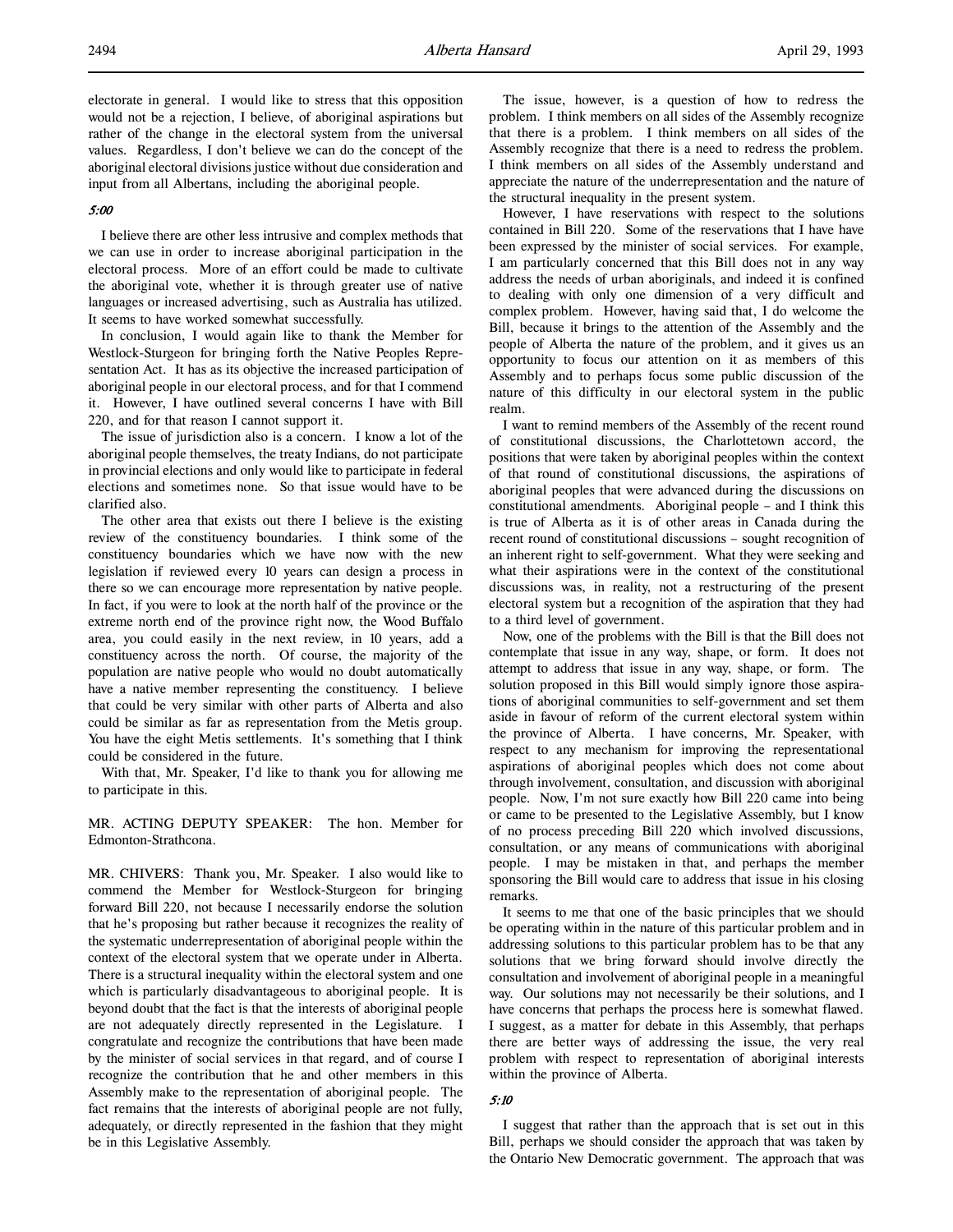electorate in general. I would like to stress that this opposition would not be a rejection, I believe, of aboriginal aspirations but rather of the change in the electoral system from the universal values. Regardless, I don't believe we can do the concept of the aboriginal electoral divisions justice without due consideration and input from all Albertans, including the aboriginal people.

*5:00*

I believe there are other less intrusive and complex methods that we can use in order to increase aboriginal participation in the electoral process. More of an effort could be made to cultivate the aboriginal vote, whether it is through greater use of native languages or increased advertising, such as Australia has utilized. It seems to have worked somewhat successfully.

In conclusion, I would again like to thank the Member for Westlock-Sturgeon for bringing forth the Native Peoples Representation Act. It has as its objective the increased participation of aboriginal people in our electoral process, and for that I commend it. However, I have outlined several concerns I have with Bill 220, and for that reason I cannot support it.

The issue of jurisdiction also is a concern. I know a lot of the aboriginal people themselves, the treaty Indians, do not participate in provincial elections and only would like to participate in federal elections and sometimes none. So that issue would have to be clarified also.

The other area that exists out there I believe is the existing review of the constituency boundaries. I think some of the constituency boundaries which we have now with the new legislation if reviewed every 10 years can design a process in there so we can encourage more representation by native people. In fact, if you were to look at the north half of the province or the extreme north end of the province right now, the Wood Buffalo area, you could easily in the next review, in 10 years, add a constituency across the north. Of course, the majority of the population are native people who would no doubt automatically have a native member representing the constituency. I believe that could be very similar with other parts of Alberta and also could be similar as far as representation from the Metis group. You have the eight Metis settlements. It's something that I think could be considered in the future.

With that, Mr. Speaker, I'd like to thank you for allowing me to participate in this.

MR. ACTING DEPUTY SPEAKER: The hon. Member for Edmonton-Strathcona.

MR. CHIVERS: Thank you, Mr. Speaker. I also would like to commend the Member for Westlock-Sturgeon for bringing forward Bill 220, not because I necessarily endorse the solution that he's proposing but rather because it recognizes the reality of the systematic underrepresentation of aboriginal people within the context of the electoral system that we operate under in Alberta. There is a structural inequality within the electoral system and one which is particularly disadvantageous to aboriginal people. It is beyond doubt that the fact is that the interests of aboriginal people are not adequately directly represented in the Legislature. I congratulate and recognize the contributions that have been made by the minister of social services in that regard, and of course I recognize the contribution that he and other members in this Assembly make to the representation of aboriginal people. The fact remains that the interests of aboriginal people are not fully, adequately, or directly represented in the fashion that they might be in this Legislative Assembly.

The issue, however, is a question of how to redress the problem. I think members on all sides of the Assembly recognize that there is a problem. I think members on all sides of the Assembly recognize that there is a need to redress the problem. I think members on all sides of the Assembly understand and appreciate the nature of the underrepresentation and the nature of the structural inequality in the present system.

However, I have reservations with respect to the solutions contained in Bill 220. Some of the reservations that I have have been expressed by the minister of social services. For example, I am particularly concerned that this Bill does not in any way address the needs of urban aboriginals, and indeed it is confined to dealing with only one dimension of a very difficult and complex problem. However, having said that, I do welcome the Bill, because it brings to the attention of the Assembly and the people of Alberta the nature of the problem, and it gives us an opportunity to focus our attention on it as members of this Assembly and to perhaps focus some public discussion of the nature of this difficulty in our electoral system in the public realm.

I want to remind members of the Assembly of the recent round of constitutional discussions, the Charlottetown accord, the positions that were taken by aboriginal peoples within the context of that round of constitutional discussions, the aspirations of aboriginal peoples that were advanced during the discussions on constitutional amendments. Aboriginal people – and I think this is true of Alberta as it is of other areas in Canada during the recent round of constitutional discussions – sought recognition of an inherent right to self-government. What they were seeking and what their aspirations were in the context of the constitutional discussions was, in reality, not a restructuring of the present electoral system but a recognition of the aspiration that they had to a third level of government.

Now, one of the problems with the Bill is that the Bill does not contemplate that issue in any way, shape, or form. It does not attempt to address that issue in any way, shape, or form. The solution proposed in this Bill would simply ignore those aspirations of aboriginal communities to self-government and set them aside in favour of reform of the current electoral system within the province of Alberta. I have concerns, Mr. Speaker, with respect to any mechanism for improving the representational aspirations of aboriginal peoples which does not come about through involvement, consultation, and discussion with aboriginal people. Now, I'm not sure exactly how Bill 220 came into being or came to be presented to the Legislative Assembly, but I know of no process preceding Bill 220 which involved discussions, consultation, or any means of communications with aboriginal people. I may be mistaken in that, and perhaps the member sponsoring the Bill would care to address that issue in his closing remarks.

It seems to me that one of the basic principles that we should be operating within in the nature of this particular problem and in addressing solutions to this particular problem has to be that any solutions that we bring forward should involve directly the consultation and involvement of aboriginal people in a meaningful way. Our solutions may not necessarily be their solutions, and I have concerns that perhaps the process here is somewhat flawed. I suggest, as a matter for debate in this Assembly, that perhaps there are better ways of addressing the issue, the very real problem with respect to representation of aboriginal interests within the province of Alberta.

*5:10*

I suggest that rather than the approach that is set out in this Bill, perhaps we should consider the approach that was taken by the Ontario New Democratic government. The approach that was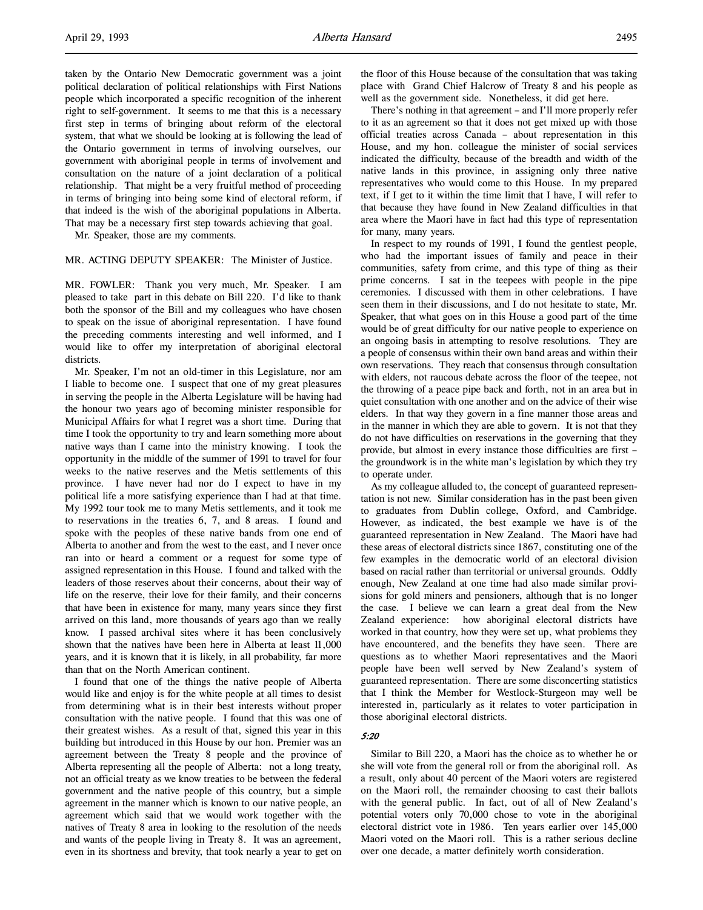taken by the Ontario New Democratic government was a joint political declaration of political relationships with First Nations people which incorporated a specific recognition of the inherent right to self-government. It seems to me that this is a necessary first step in terms of bringing about reform of the electoral system, that what we should be looking at is following the lead of the Ontario government in terms of involving ourselves, our government with aboriginal people in terms of involvement and consultation on the nature of a joint declaration of a political relationship. That might be a very fruitful method of proceeding in terms of bringing into being some kind of electoral reform, if that indeed is the wish of the aboriginal populations in Alberta. That may be a necessary first step towards achieving that goal.

Mr. Speaker, those are my comments.

MR. ACTING DEPUTY SPEAKER: The Minister of Justice.

MR. FOWLER: Thank you very much, Mr. Speaker. I am pleased to take part in this debate on Bill 220. I'd like to thank both the sponsor of the Bill and my colleagues who have chosen to speak on the issue of aboriginal representation. I have found the preceding comments interesting and well informed, and I would like to offer my interpretation of aboriginal electoral districts.

Mr. Speaker, I'm not an old-timer in this Legislature, nor am I liable to become one. I suspect that one of my great pleasures in serving the people in the Alberta Legislature will be having had the honour two years ago of becoming minister responsible for Municipal Affairs for what I regret was a short time. During that time I took the opportunity to try and learn something more about native ways than I came into the ministry knowing. I took the opportunity in the middle of the summer of 1991 to travel for four weeks to the native reserves and the Metis settlements of this province. I have never had nor do I expect to have in my political life a more satisfying experience than I had at that time. My 1992 tour took me to many Metis settlements, and it took me to reservations in the treaties 6, 7, and 8 areas. I found and spoke with the peoples of these native bands from one end of Alberta to another and from the west to the east, and I never once ran into or heard a comment or a request for some type of assigned representation in this House. I found and talked with the leaders of those reserves about their concerns, about their way of life on the reserve, their love for their family, and their concerns that have been in existence for many, many years since they first arrived on this land, more thousands of years ago than we really know. I passed archival sites where it has been conclusively shown that the natives have been here in Alberta at least 11,000 years, and it is known that it is likely, in all probability, far more than that on the North American continent.

I found that one of the things the native people of Alberta would like and enjoy is for the white people at all times to desist from determining what is in their best interests without proper consultation with the native people. I found that this was one of their greatest wishes. As a result of that, signed this year in this building but introduced in this House by our hon. Premier was an agreement between the Treaty 8 people and the province of Alberta representing all the people of Alberta: not a long treaty, not an official treaty as we know treaties to be between the federal government and the native people of this country, but a simple agreement in the manner which is known to our native people, an agreement which said that we would work together with the natives of Treaty 8 area in looking to the resolution of the needs and wants of the people living in Treaty 8. It was an agreement, even in its shortness and brevity, that took nearly a year to get on the floor of this House because of the consultation that was taking place with Grand Chief Halcrow of Treaty 8 and his people as well as the government side. Nonetheless, it did get here.

There's nothing in that agreement – and I'll more properly refer to it as an agreement so that it does not get mixed up with those official treaties across Canada – about representation in this House, and my hon. colleague the minister of social services indicated the difficulty, because of the breadth and width of the native lands in this province, in assigning only three native representatives who would come to this House. In my prepared text, if I get to it within the time limit that I have, I will refer to that because they have found in New Zealand difficulties in that area where the Maori have in fact had this type of representation for many, many years.

In respect to my rounds of 1991, I found the gentlest people, who had the important issues of family and peace in their communities, safety from crime, and this type of thing as their prime concerns. I sat in the teepees with people in the pipe ceremonies. I discussed with them in other celebrations. I have seen them in their discussions, and I do not hesitate to state, Mr. Speaker, that what goes on in this House a good part of the time would be of great difficulty for our native people to experience on an ongoing basis in attempting to resolve resolutions. They are a people of consensus within their own band areas and within their own reservations. They reach that consensus through consultation with elders, not raucous debate across the floor of the teepee, not the throwing of a peace pipe back and forth, not in an area but in quiet consultation with one another and on the advice of their wise elders. In that way they govern in a fine manner those areas and in the manner in which they are able to govern. It is not that they do not have difficulties on reservations in the governing that they provide, but almost in every instance those difficulties are first – the groundwork is in the white man's legislation by which they try to operate under.

As my colleague alluded to, the concept of guaranteed representation is not new. Similar consideration has in the past been given to graduates from Dublin college, Oxford, and Cambridge. However, as indicated, the best example we have is of the guaranteed representation in New Zealand. The Maori have had these areas of electoral districts since 1867, constituting one of the few examples in the democratic world of an electoral division based on racial rather than territorial or universal grounds. Oddly enough, New Zealand at one time had also made similar provisions for gold miners and pensioners, although that is no longer the case. I believe we can learn a great deal from the New Zealand experience: how aboriginal electoral districts have worked in that country, how they were set up, what problems they have encountered, and the benefits they have seen. There are questions as to whether Maori representatives and the Maori people have been well served by New Zealand's system of guaranteed representation. There are some disconcerting statistics that I think the Member for Westlock-Sturgeon may well be interested in, particularly as it relates to voter participation in those aboriginal electoral districts.

*5:20*

Similar to Bill 220, a Maori has the choice as to whether he or she will vote from the general roll or from the aboriginal roll. As a result, only about 40 percent of the Maori voters are registered on the Maori roll, the remainder choosing to cast their ballots with the general public. In fact, out of all of New Zealand's potential voters only 70,000 chose to vote in the aboriginal electoral district vote in 1986. Ten years earlier over 145,000 Maori voted on the Maori roll. This is a rather serious decline over one decade, a matter definitely worth consideration.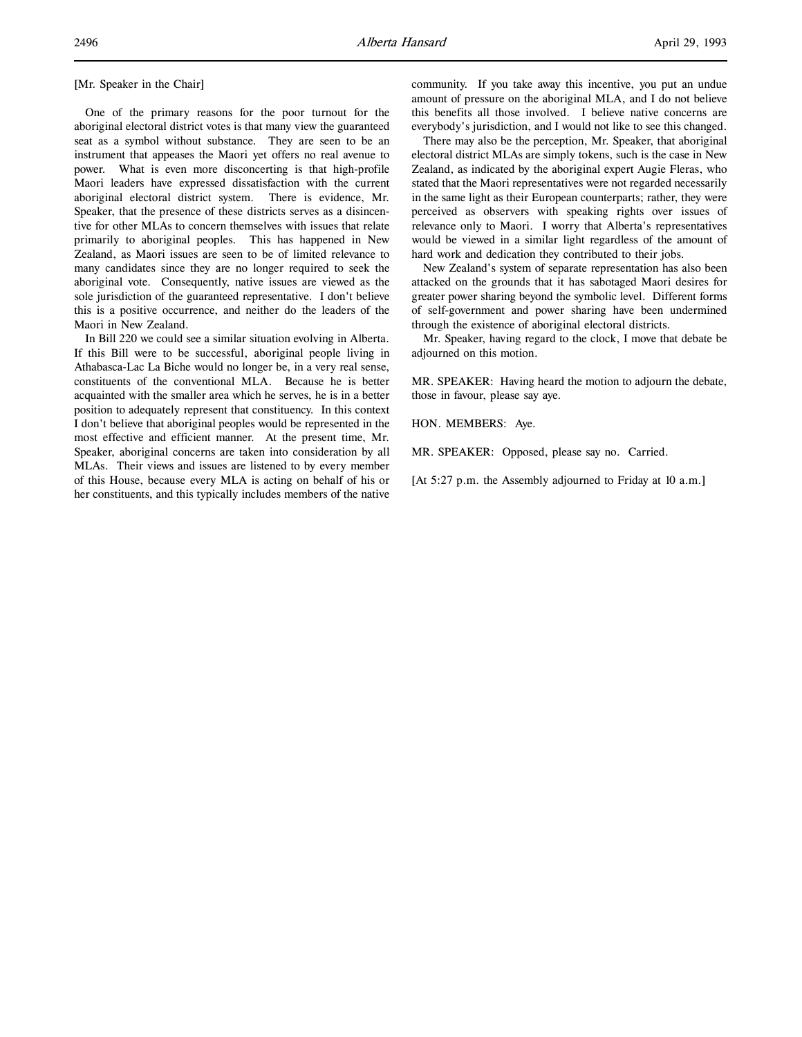[Mr. Speaker in the Chair]

One of the primary reasons for the poor turnout for the aboriginal electoral district votes is that many view the guaranteed seat as a symbol without substance. They are seen to be an instrument that appeases the Maori yet offers no real avenue to power. What is even more disconcerting is that high-profile Maori leaders have expressed dissatisfaction with the current aboriginal electoral district system. There is evidence, Mr. Speaker, that the presence of these districts serves as a disincentive for other MLAs to concern themselves with issues that relate primarily to aboriginal peoples. This has happened in New Zealand, as Maori issues are seen to be of limited relevance to many candidates since they are no longer required to seek the aboriginal vote. Consequently, native issues are viewed as the sole jurisdiction of the guaranteed representative. I don't believe this is a positive occurrence, and neither do the leaders of the Maori in New Zealand.

In Bill 220 we could see a similar situation evolving in Alberta. If this Bill were to be successful, aboriginal people living in Athabasca-Lac La Biche would no longer be, in a very real sense, constituents of the conventional MLA. Because he is better acquainted with the smaller area which he serves, he is in a better position to adequately represent that constituency. In this context I don't believe that aboriginal peoples would be represented in the most effective and efficient manner. At the present time, Mr. Speaker, aboriginal concerns are taken into consideration by all MLAs. Their views and issues are listened to by every member of this House, because every MLA is acting on behalf of his or her constituents, and this typically includes members of the native community. If you take away this incentive, you put an undue amount of pressure on the aboriginal MLA, and I do not believe this benefits all those involved. I believe native concerns are everybody's jurisdiction, and I would not like to see this changed.

There may also be the perception, Mr. Speaker, that aboriginal electoral district MLAs are simply tokens, such is the case in New Zealand, as indicated by the aboriginal expert Augie Fleras, who stated that the Maori representatives were not regarded necessarily in the same light as their European counterparts; rather, they were perceived as observers with speaking rights over issues of relevance only to Maori. I worry that Alberta's representatives would be viewed in a similar light regardless of the amount of hard work and dedication they contributed to their jobs.

New Zealand's system of separate representation has also been attacked on the grounds that it has sabotaged Maori desires for greater power sharing beyond the symbolic level. Different forms of self-government and power sharing have been undermined through the existence of aboriginal electoral districts.

Mr. Speaker, having regard to the clock, I move that debate be adjourned on this motion.

MR. SPEAKER: Having heard the motion to adjourn the debate, those in favour, please say aye.

HON. MEMBERS: Aye.

MR. SPEAKER: Opposed, please say no. Carried.

[At 5:27 p.m. the Assembly adjourned to Friday at 10 a.m.]